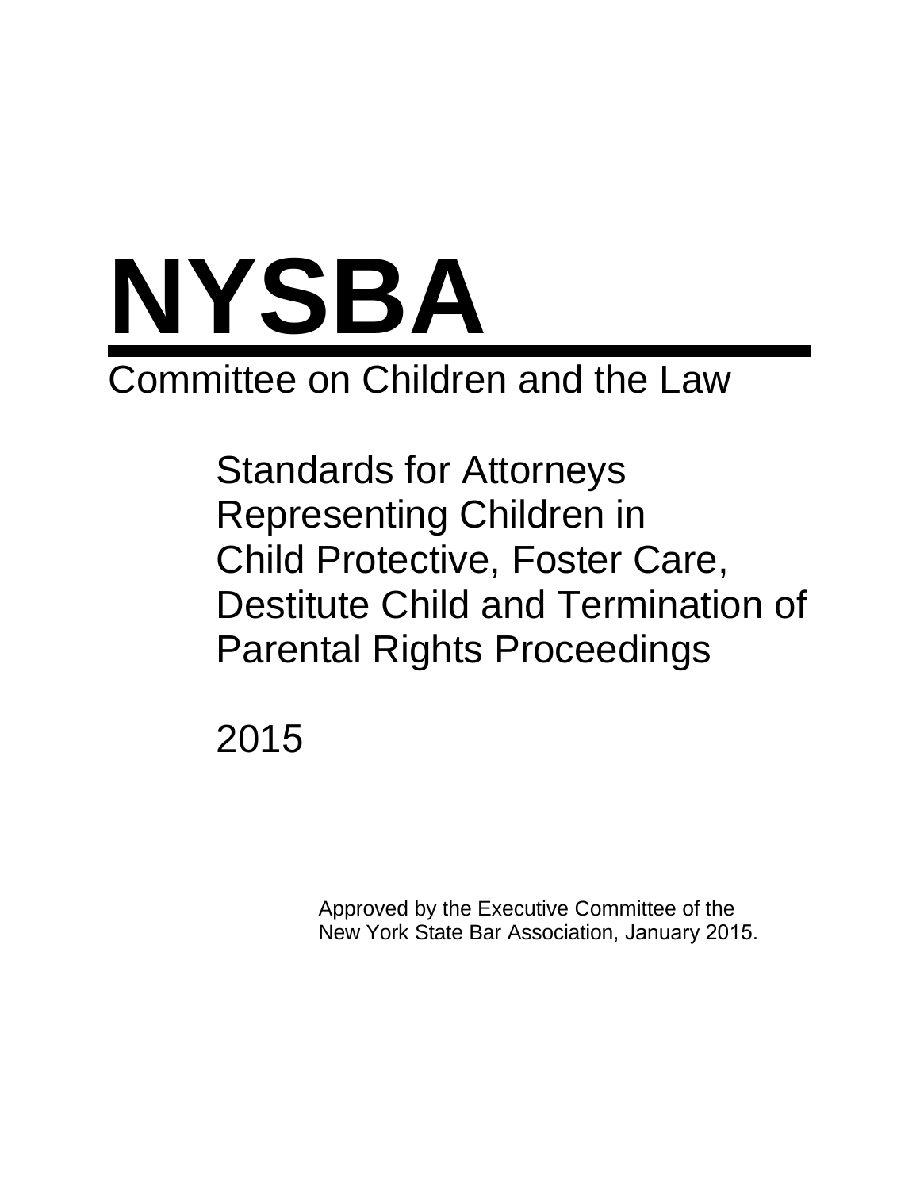# NYSBA

## Committee on Children and the Law

### Standards for Attorneys Representing Children in Child Protective, Foster Care, Destitute Child and Termination of Parental Rights Proceedings

2015

Approved by the Executive Committee of the New York State Bar Association, January 2015.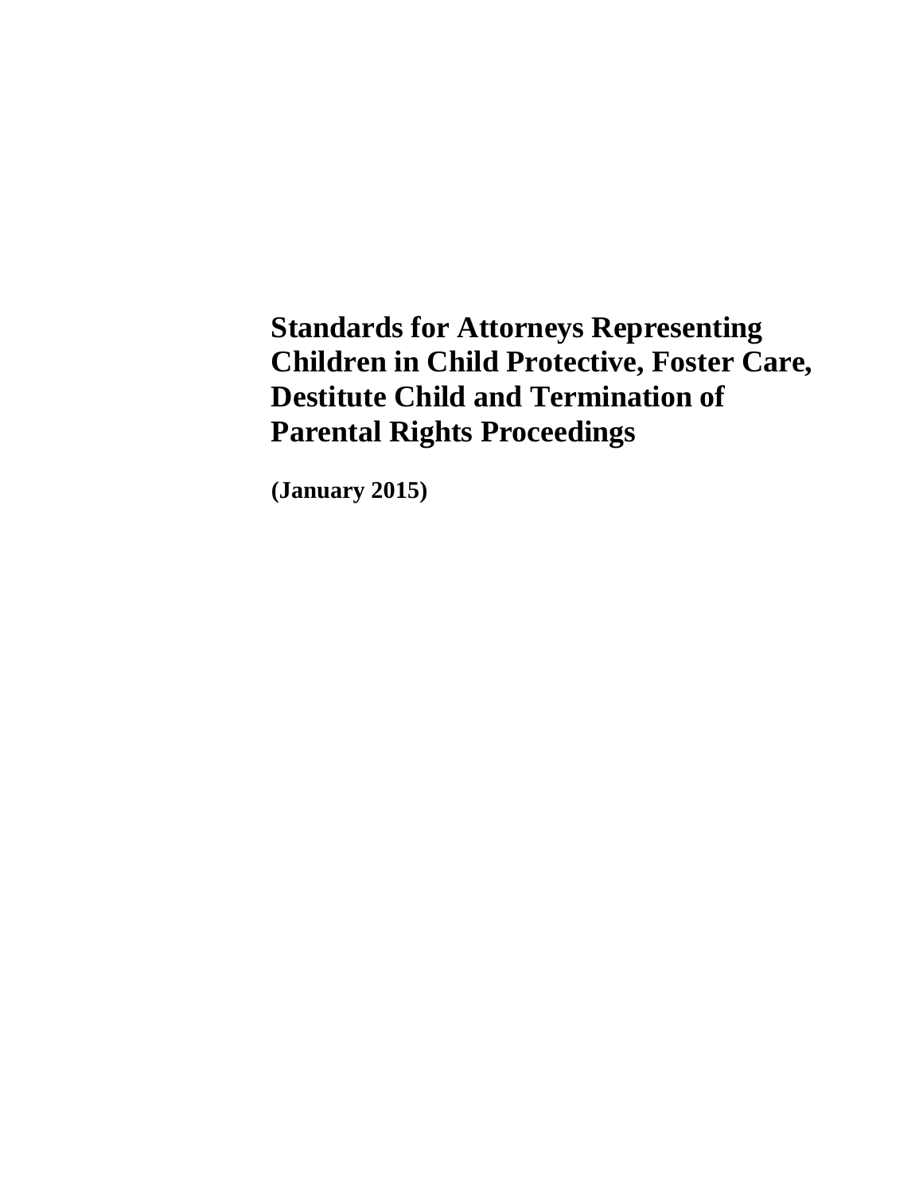# Standards for Attorneys Representing Children in Child Protective, Foster Care, Destitute Child and Termination of Parental Rights Proceedings

**(January 2015)**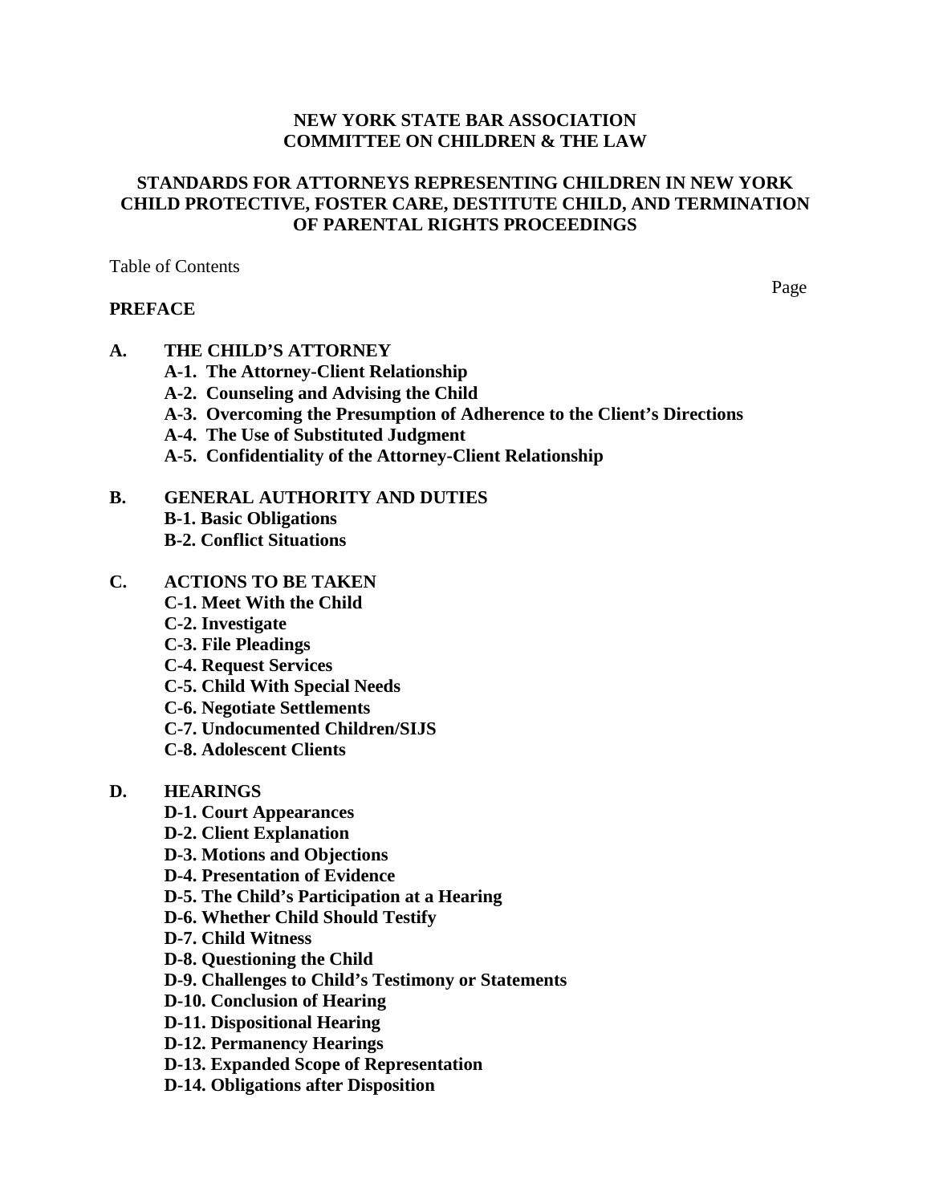**NEW YORK STATE BAR ASSOCIATION**
**COMMITTEE ON CHILDREN & THE LAW**

# STANDARDS FOR ATTORNEYS REPRESENTING CHILDREN IN NEW YORK CHILD PROTECTIVE, FOSTER CARE, DESTITUTE CHILD, AND TERMINATION OF PARENTAL RIGHTS PROCEEDINGS

Table of Contents

Page

**PREFACE**

**A. THE CHILD'S ATTORNEY**
- **A-1. The Attorney-Client Relationship**
- **A-2. Counseling and Advising the Child**
- **A-3. Overcoming the Presumption of Adherence to the Client's Directions**
- **A-4. The Use of Substituted Judgment**
- **A-5. Confidentiality of the Attorney-Client Relationship**

**B. GENERAL AUTHORITY AND DUTIES**
- **B-1. Basic Obligations**
- **B-2. Conflict Situations**

**C. ACTIONS TO BE TAKEN**
- **C-1. Meet With the Child**
- **C-2. Investigate**
- **C-3. File Pleadings**
- **C-4. Request Services**
- **C-5. Child With Special Needs**
- **C-6. Negotiate Settlements**
- **C-7. Undocumented Children/SIJS**
- **C-8. Adolescent Clients**

**D. HEARINGS**
- **D-1. Court Appearances**
- **D-2. Client Explanation**
- **D-3. Motions and Objections**
- **D-4. Presentation of Evidence**
- **D-5. The Child's Participation at a Hearing**
- **D-6. Whether Child Should Testify**
- **D-7. Child Witness**
- **D-8. Questioning the Child**
- **D-9. Challenges to Child's Testimony or Statements**
- **D-10. Conclusion of Hearing**
- **D-11. Dispositional Hearing**
- **D-12. Permanency Hearings**
- **D-13. Expanded Scope of Representation**
- **D-14. Obligations after Disposition**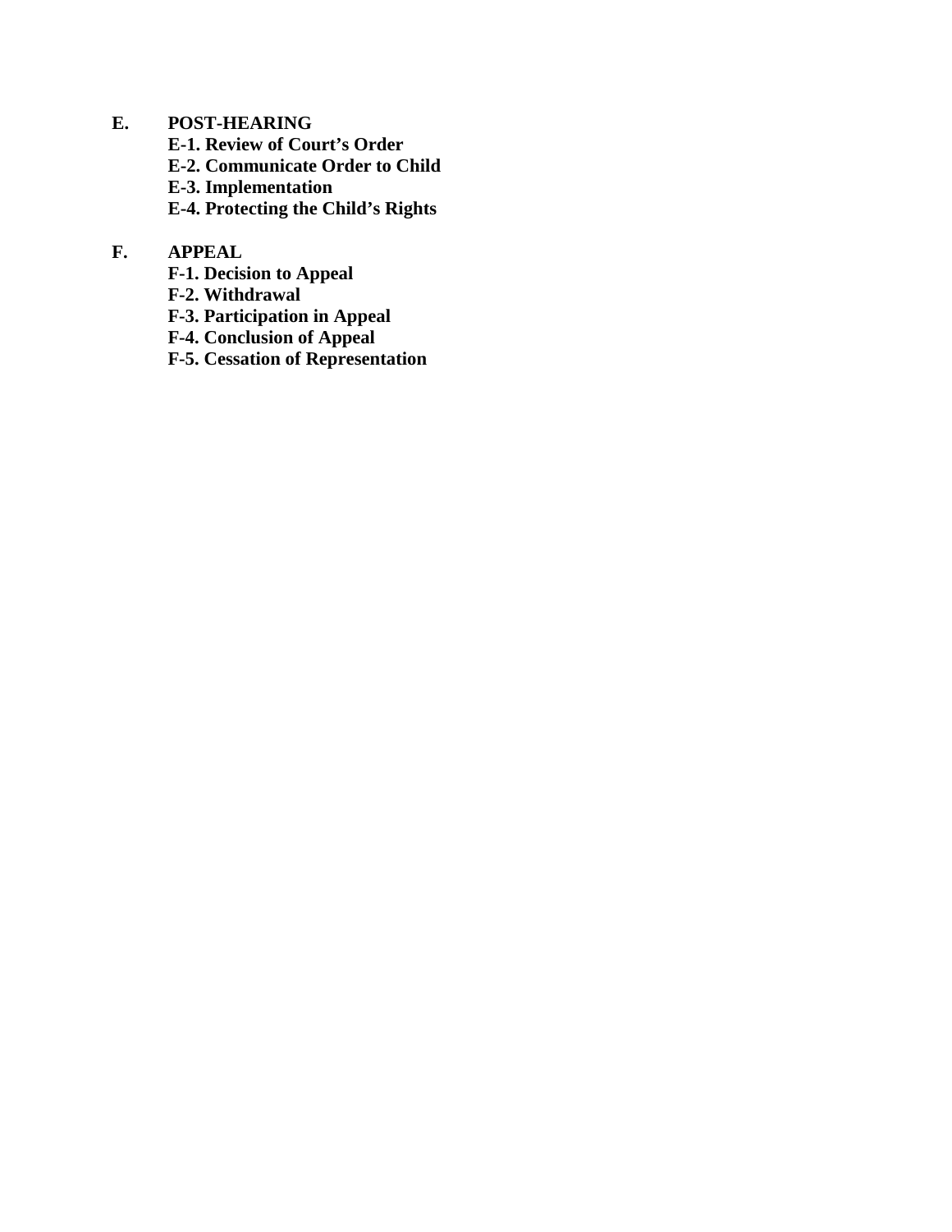**E. POST-HEARING**

- **E-1. Review of Court's Order**
- **E-2. Communicate Order to Child**
- **E-3. Implementation**
- **E-4. Protecting the Child's Rights**

**F. APPEAL**

- **F-1. Decision to Appeal**
- **F-2. Withdrawal**
- **F-3. Participation in Appeal**
- **F-4. Conclusion of Appeal**
- **F-5. Cessation of Representation**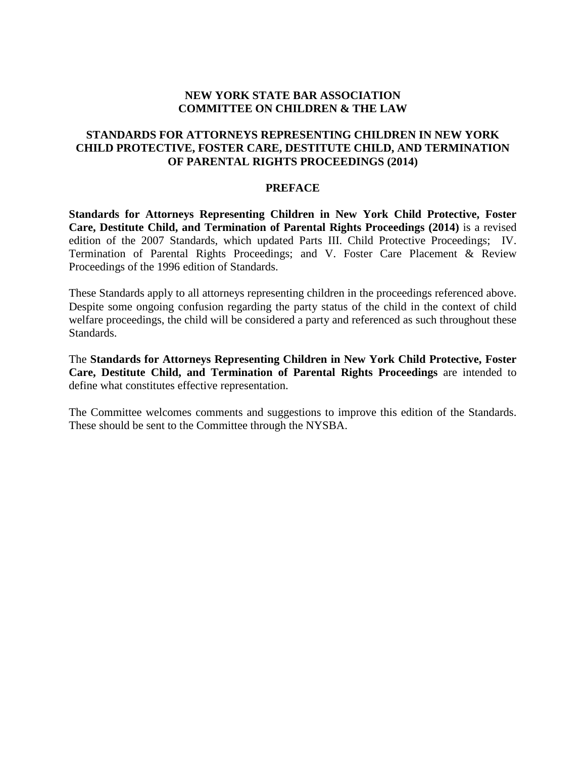**NEW YORK STATE BAR ASSOCIATION**
**COMMITTEE ON CHILDREN & THE LAW**

**STANDARDS FOR ATTORNEYS REPRESENTING CHILDREN IN NEW YORK CHILD PROTECTIVE, FOSTER CARE, DESTITUTE CHILD, AND TERMINATION OF PARENTAL RIGHTS PROCEEDINGS (2014)**

## PREFACE

**Standards for Attorneys Representing Children in New York Child Protective, Foster Care, Destitute Child, and Termination of Parental Rights Proceedings (2014)** is a revised edition of the 2007 Standards, which updated Parts III. Child Protective Proceedings; IV. Termination of Parental Rights Proceedings; and V. Foster Care Placement & Review Proceedings of the 1996 edition of Standards.

These Standards apply to all attorneys representing children in the proceedings referenced above. Despite some ongoing confusion regarding the party status of the child in the context of child welfare proceedings, the child will be considered a party and referenced as such throughout these Standards.

The **Standards for Attorneys Representing Children in New York Child Protective, Foster Care, Destitute Child, and Termination of Parental Rights Proceedings** are intended to define what constitutes effective representation.

The Committee welcomes comments and suggestions to improve this edition of the Standards. These should be sent to the Committee through the NYSBA.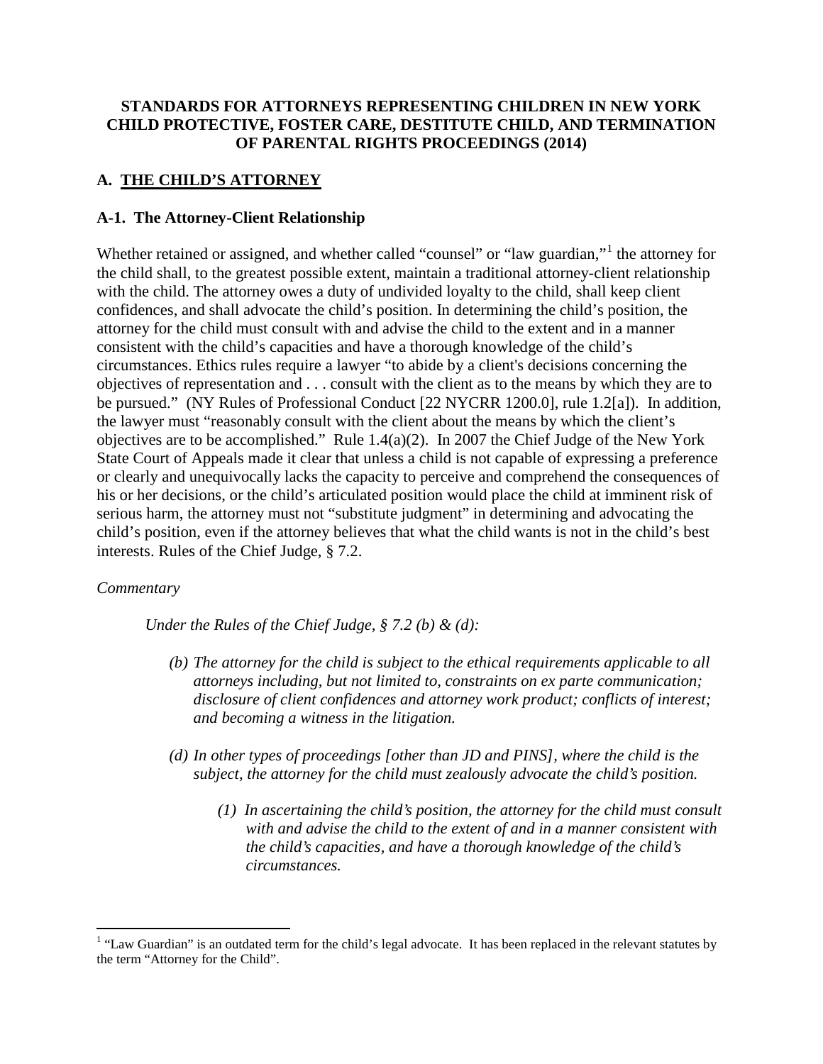**STANDARDS FOR ATTORNEYS REPRESENTING CHILDREN IN NEW YORK CHILD PROTECTIVE, FOSTER CARE, DESTITUTE CHILD, AND TERMINATION OF PARENTAL RIGHTS PROCEEDINGS (2014)**

## A. THE CHILD'S ATTORNEY

### A-1. The Attorney-Client Relationship

Whether retained or assigned, and whether called "counsel" or "law guardian,"[1] the attorney for the child shall, to the greatest possible extent, maintain a traditional attorney-client relationship with the child. The attorney owes a duty of undivided loyalty to the child, shall keep client confidences, and shall advocate the child's position. In determining the child's position, the attorney for the child must consult with and advise the child to the extent and in a manner consistent with the child's capacities and have a thorough knowledge of the child's circumstances. Ethics rules require a lawyer "to abide by a client's decisions concerning the objectives of representation and . . . consult with the client as to the means by which they are to be pursued." (NY Rules of Professional Conduct [22 NYCRR 1200.0], rule 1.2[a]). In addition, the lawyer must "reasonably consult with the client about the means by which the client's objectives are to be accomplished." Rule 1.4(a)(2). In 2007 the Chief Judge of the New York State Court of Appeals made it clear that unless a child is not capable of expressing a preference or clearly and unequivocally lacks the capacity to perceive and comprehend the consequences of his or her decisions, or the child's articulated position would place the child at imminent risk of serious harm, the attorney must not "substitute judgment" in determining and advocating the child's position, even if the attorney believes that what the child wants is not in the child's best interests. Rules of the Chief Judge, § 7.2.

*Commentary*

*Under the Rules of the Chief Judge, § 7.2 (b) & (d):*

> *(b) The attorney for the child is subject to the ethical requirements applicable to all attorneys including, but not limited to, constraints on ex parte communication; disclosure of client confidences and attorney work product; conflicts of interest; and becoming a witness in the litigation.*
>
> *(d) In other types of proceedings [other than JD and PINS], where the child is the subject, the attorney for the child must zealously advocate the child's position.*
>
> > *(1) In ascertaining the child's position, the attorney for the child must consult with and advise the child to the extent of and in a manner consistent with the child's capacities, and have a thorough knowledge of the child's circumstances.*

---

[1] "Law Guardian" is an outdated term for the child's legal advocate. It has been replaced in the relevant statutes by the term "Attorney for the Child".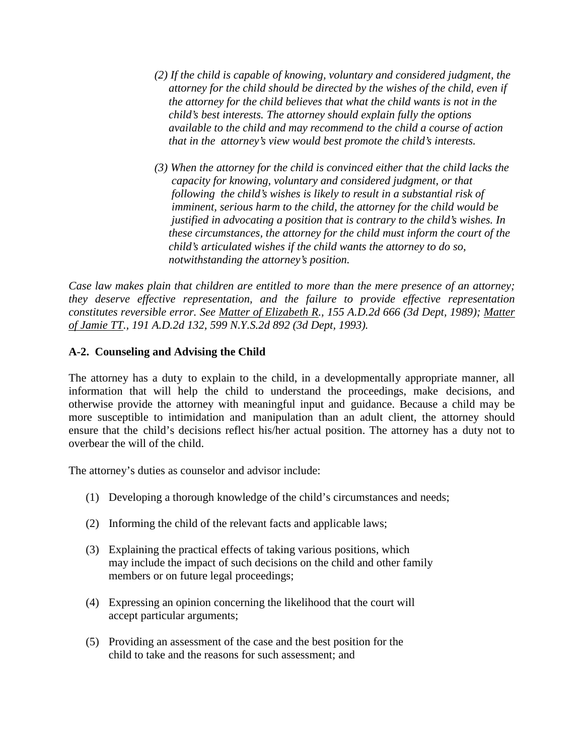*(2) If the child is capable of knowing, voluntary and considered judgment, the attorney for the child should be directed by the wishes of the child, even if the attorney for the child believes that what the child wants is not in the child's best interests. The attorney should explain fully the options available to the child and may recommend to the child a course of action that in the attorney's view would best promote the child's interests.*

*(3) When the attorney for the child is convinced either that the child lacks the capacity for knowing, voluntary and considered judgment, or that following the child's wishes is likely to result in a substantial risk of imminent, serious harm to the child, the attorney for the child would be justified in advocating a position that is contrary to the child's wishes. In these circumstances, the attorney for the child must inform the court of the child's articulated wishes if the child wants the attorney to do so, notwithstanding the attorney's position.*

*Case law makes plain that children are entitled to more than the mere presence of an attorney; they deserve effective representation, and the failure to provide effective representation constitutes reversible error. See Matter of Elizabeth R., 155 A.D.2d 666 (3d Dept, 1989); Matter of Jamie TT., 191 A.D.2d 132, 599 N.Y.S.2d 892 (3d Dept, 1993).*

**A-2. Counseling and Advising the Child**

The attorney has a duty to explain to the child, in a developmentally appropriate manner, all information that will help the child to understand the proceedings, make decisions, and otherwise provide the attorney with meaningful input and guidance. Because a child may be more susceptible to intimidation and manipulation than an adult client, the attorney should ensure that the child's decisions reflect his/her actual position. The attorney has a duty not to overbear the will of the child.

The attorney's duties as counselor and advisor include:

(1) Developing a thorough knowledge of the child's circumstances and needs;

(2) Informing the child of the relevant facts and applicable laws;

(3) Explaining the practical effects of taking various positions, which may include the impact of such decisions on the child and other family members or on future legal proceedings;

(4) Expressing an opinion concerning the likelihood that the court will accept particular arguments;

(5) Providing an assessment of the case and the best position for the child to take and the reasons for such assessment; and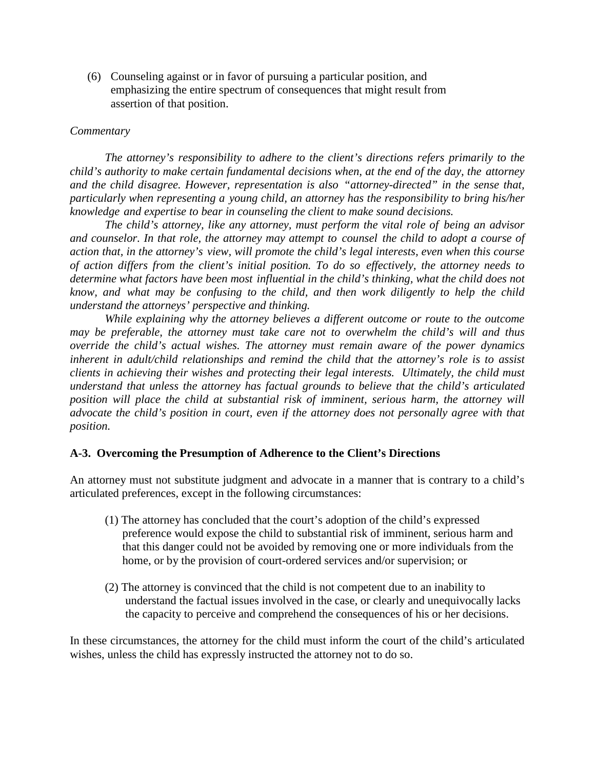(6) Counseling against or in favor of pursuing a particular position, and emphasizing the entire spectrum of consequences that might result from assertion of that position.

*Commentary*

*The attorney's responsibility to adhere to the client's directions refers primarily to the child's authority to make certain fundamental decisions when, at the end of the day, the attorney and the child disagree. However, representation is also "attorney-directed" in the sense that, particularly when representing a young child, an attorney has the responsibility to bring his/her knowledge and expertise to bear in counseling the client to make sound decisions.*

*The child's attorney, like any attorney, must perform the vital role of being an advisor and counselor. In that role, the attorney may attempt to counsel the child to adopt a course of action that, in the attorney's view, will promote the child's legal interests, even when this course of action differs from the client's initial position. To do so effectively, the attorney needs to determine what factors have been most influential in the child's thinking, what the child does not know, and what may be confusing to the child, and then work diligently to help the child understand the attorneys' perspective and thinking.*

*While explaining why the attorney believes a different outcome or route to the outcome may be preferable, the attorney must take care not to overwhelm the child's will and thus override the child's actual wishes. The attorney must remain aware of the power dynamics inherent in adult/child relationships and remind the child that the attorney's role is to assist clients in achieving their wishes and protecting their legal interests. Ultimately, the child must understand that unless the attorney has factual grounds to believe that the child's articulated position will place the child at substantial risk of imminent, serious harm, the attorney will advocate the child's position in court, even if the attorney does not personally agree with that position.*

### A-3. Overcoming the Presumption of Adherence to the Client's Directions

An attorney must not substitute judgment and advocate in a manner that is contrary to a child's articulated preferences, except in the following circumstances:

(1) The attorney has concluded that the court's adoption of the child's expressed preference would expose the child to substantial risk of imminent, serious harm and that this danger could not be avoided by removing one or more individuals from the home, or by the provision of court-ordered services and/or supervision; or

(2) The attorney is convinced that the child is not competent due to an inability to understand the factual issues involved in the case, or clearly and unequivocally lacks the capacity to perceive and comprehend the consequences of his or her decisions.

In these circumstances, the attorney for the child must inform the court of the child's articulated wishes, unless the child has expressly instructed the attorney not to do so.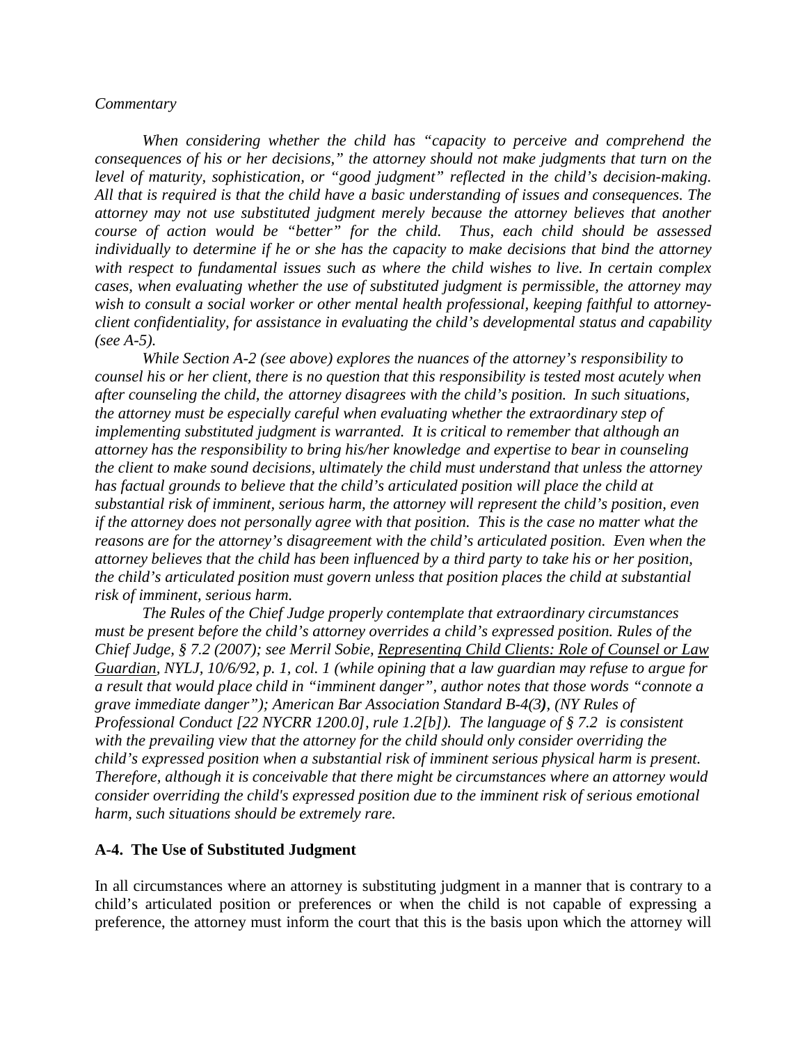*Commentary*

*When considering whether the child has "capacity to perceive and comprehend the consequences of his or her decisions," the attorney should not make judgments that turn on the level of maturity, sophistication, or "good judgment" reflected in the child's decision-making. All that is required is that the child have a basic understanding of issues and consequences. The attorney may not use substituted judgment merely because the attorney believes that another course of action would be "better" for the child. Thus, each child should be assessed individually to determine if he or she has the capacity to make decisions that bind the attorney with respect to fundamental issues such as where the child wishes to live. In certain complex cases, when evaluating whether the use of substituted judgment is permissible, the attorney may wish to consult a social worker or other mental health professional, keeping faithful to attorney-client confidentiality, for assistance in evaluating the child's developmental status and capability (see A-5).*

*While Section A-2 (see above) explores the nuances of the attorney's responsibility to counsel his or her client, there is no question that this responsibility is tested most acutely when after counseling the child, the attorney disagrees with the child's position. In such situations, the attorney must be especially careful when evaluating whether the extraordinary step of implementing substituted judgment is warranted. It is critical to remember that although an attorney has the responsibility to bring his/her knowledge and expertise to bear in counseling the client to make sound decisions, ultimately the child must understand that unless the attorney has factual grounds to believe that the child's articulated position will place the child at substantial risk of imminent, serious harm, the attorney will represent the child's position, even if the attorney does not personally agree with that position. This is the case no matter what the reasons are for the attorney's disagreement with the child's articulated position. Even when the attorney believes that the child has been influenced by a third party to take his or her position, the child's articulated position must govern unless that position places the child at substantial risk of imminent, serious harm.*

*The Rules of the Chief Judge properly contemplate that extraordinary circumstances must be present before the child's attorney overrides a child's expressed position. Rules of the Chief Judge, § 7.2 (2007); see Merril Sobie, Representing Child Clients: Role of Counsel or Law Guardian, NYLJ, 10/6/92, p. 1, col. 1 (while opining that a law guardian may refuse to argue for a result that would place child in "imminent danger", author notes that those words "connote a grave immediate danger"); American Bar Association Standard B-4(3), (NY Rules of Professional Conduct [22 NYCRR 1200.0], rule 1.2[b]). The language of § 7.2 is consistent with the prevailing view that the attorney for the child should only consider overriding the child's expressed position when a substantial risk of imminent serious physical harm is present. Therefore, although it is conceivable that there might be circumstances where an attorney would consider overriding the child's expressed position due to the imminent risk of serious emotional harm, such situations should be extremely rare.*

## A-4. The Use of Substituted Judgment

In all circumstances where an attorney is substituting judgment in a manner that is contrary to a child's articulated position or preferences or when the child is not capable of expressing a preference, the attorney must inform the court that this is the basis upon which the attorney will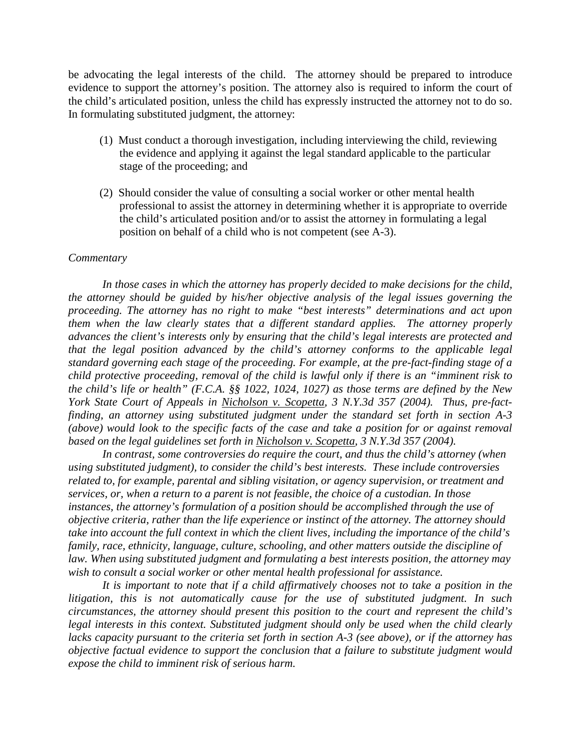be advocating the legal interests of the child. The attorney should be prepared to introduce evidence to support the attorney's position. The attorney also is required to inform the court of the child's articulated position, unless the child has expressly instructed the attorney not to do so. In formulating substituted judgment, the attorney:

(1) Must conduct a thorough investigation, including interviewing the child, reviewing the evidence and applying it against the legal standard applicable to the particular stage of the proceeding; and

(2) Should consider the value of consulting a social worker or other mental health professional to assist the attorney in determining whether it is appropriate to override the child's articulated position and/or to assist the attorney in formulating a legal position on behalf of a child who is not competent (see A-3).

*Commentary*

*In those cases in which the attorney has properly decided to make decisions for the child, the attorney should be guided by his/her objective analysis of the legal issues governing the proceeding. The attorney has no right to make "best interests" determinations and act upon them when the law clearly states that a different standard applies. The attorney properly advances the client's interests only by ensuring that the child's legal interests are protected and that the legal position advanced by the child's attorney conforms to the applicable legal standard governing each stage of the proceeding. For example, at the pre-fact-finding stage of a child protective proceeding, removal of the child is lawful only if there is an "imminent risk to the child's life or health" (F.C.A. §§ 1022, 1024, 1027) as those terms are defined by the New York State Court of Appeals in Nicholson v. Scopetta, 3 N.Y.3d 357 (2004). Thus, pre-fact-finding, an attorney using substituted judgment under the standard set forth in section A-3 (above) would look to the specific facts of the case and take a position for or against removal based on the legal guidelines set forth in Nicholson v. Scopetta, 3 N.Y.3d 357 (2004).*

*In contrast, some controversies do require the court, and thus the child's attorney (when using substituted judgment), to consider the child's best interests. These include controversies related to, for example, parental and sibling visitation, or agency supervision, or treatment and services, or, when a return to a parent is not feasible, the choice of a custodian. In those instances, the attorney's formulation of a position should be accomplished through the use of objective criteria, rather than the life experience or instinct of the attorney. The attorney should take into account the full context in which the client lives, including the importance of the child's family, race, ethnicity, language, culture, schooling, and other matters outside the discipline of law. When using substituted judgment and formulating a best interests position, the attorney may wish to consult a social worker or other mental health professional for assistance.*

*It is important to note that if a child affirmatively chooses not to take a position in the litigation, this is not automatically cause for the use of substituted judgment. In such circumstances, the attorney should present this position to the court and represent the child's legal interests in this context. Substituted judgment should only be used when the child clearly lacks capacity pursuant to the criteria set forth in section A-3 (see above), or if the attorney has objective factual evidence to support the conclusion that a failure to substitute judgment would expose the child to imminent risk of serious harm.*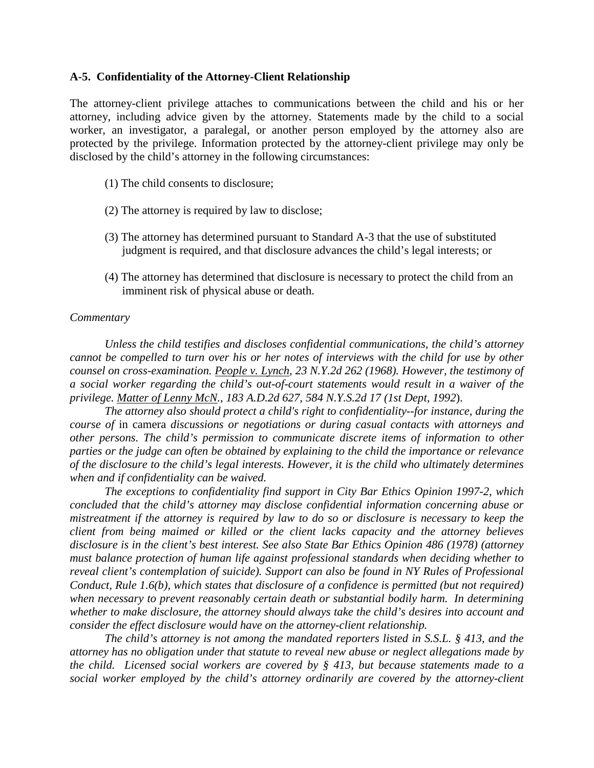**A-5. Confidentiality of the Attorney-Client Relationship**

The attorney-client privilege attaches to communications between the child and his or her attorney, including advice given by the attorney. Statements made by the child to a social worker, an investigator, a paralegal, or another person employed by the attorney also are protected by the privilege. Information protected by the attorney-client privilege may only be disclosed by the child's attorney in the following circumstances:

(1) The child consents to disclosure;

(2) The attorney is required by law to disclose;

(3) The attorney has determined pursuant to Standard A-3 that the use of substituted judgment is required, and that disclosure advances the child's legal interests; or

(4) The attorney has determined that disclosure is necessary to protect the child from an imminent risk of physical abuse or death.

*Commentary*

*Unless the child testifies and discloses confidential communications, the child's attorney cannot be compelled to turn over his or her notes of interviews with the child for use by other counsel on cross-examination. People v. Lynch, 23 N.Y.2d 262 (1968). However, the testimony of a social worker regarding the child's out-of-court statements would result in a waiver of the privilege. Matter of Lenny McN., 183 A.D.2d 627, 584 N.Y.S.2d 17 (1st Dept, 1992).*

*The attorney also should protect a child's right to confidentiality--for instance, during the course of* in camera *discussions or negotiations or during casual contacts with attorneys and other persons. The child's permission to communicate discrete items of information to other parties or the judge can often be obtained by explaining to the child the importance or relevance of the disclosure to the child's legal interests. However, it is the child who ultimately determines when and if confidentiality can be waived.*

*The exceptions to confidentiality find support in City Bar Ethics Opinion 1997-2, which concluded that the child's attorney may disclose confidential information concerning abuse or mistreatment if the attorney is required by law to do so or disclosure is necessary to keep the client from being maimed or killed or the client lacks capacity and the attorney believes disclosure is in the client's best interest. See also State Bar Ethics Opinion 486 (1978) (attorney must balance protection of human life against professional standards when deciding whether to reveal client's contemplation of suicide). Support can also be found in NY Rules of Professional Conduct, Rule 1.6(b), which states that disclosure of a confidence is permitted (but not required) when necessary to prevent reasonably certain death or substantial bodily harm. In determining whether to make disclosure, the attorney should always take the child's desires into account and consider the effect disclosure would have on the attorney-client relationship.*

*The child's attorney is not among the mandated reporters listed in S.S.L. § 413, and the attorney has no obligation under that statute to reveal new abuse or neglect allegations made by the child. Licensed social workers are covered by § 413, but because statements made to a social worker employed by the child's attorney ordinarily are covered by the attorney-client*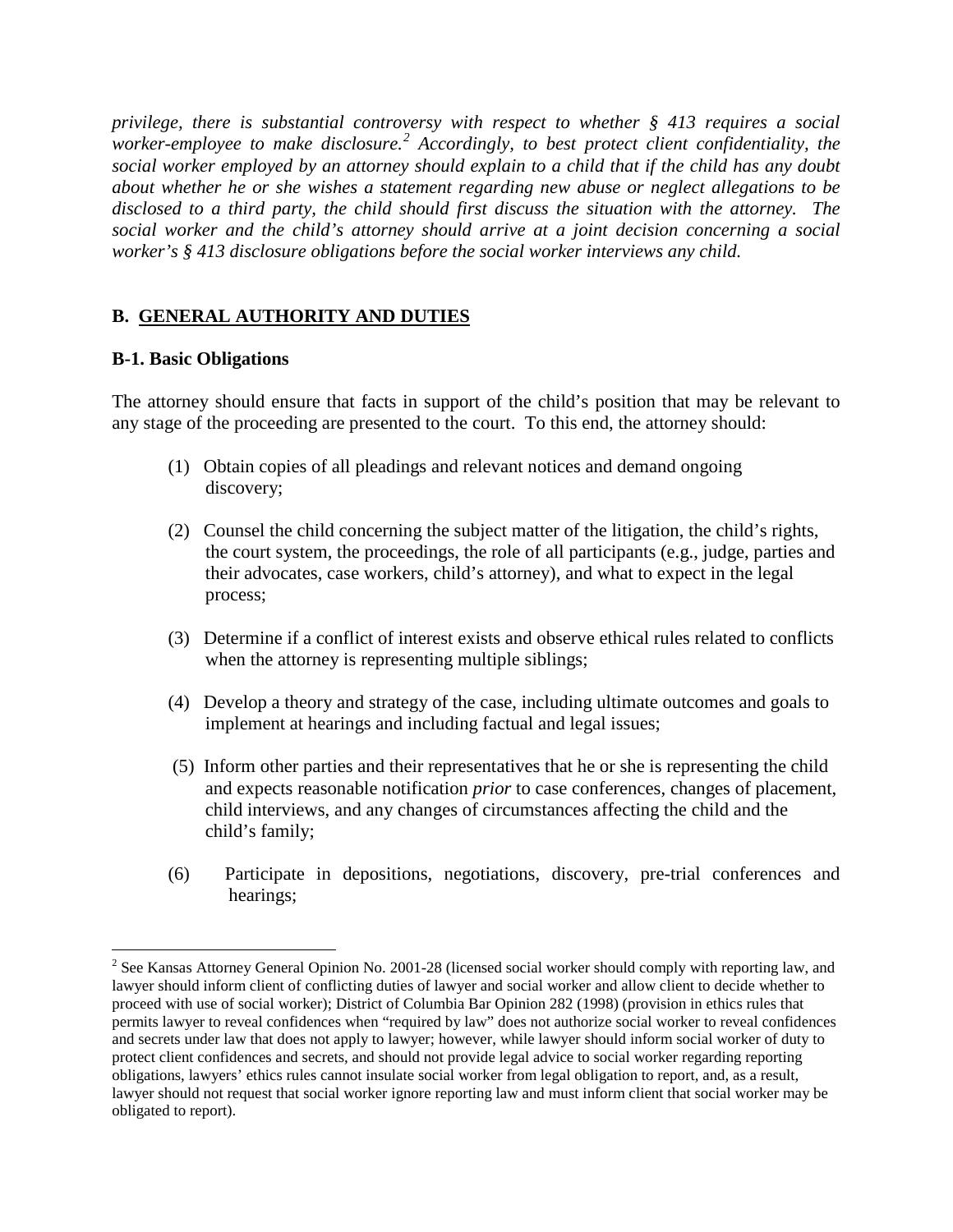*privilege, there is substantial controversy with respect to whether § 413 requires a social worker-employee to make disclosure.*[2] *Accordingly, to best protect client confidentiality, the social worker employed by an attorney should explain to a child that if the child has any doubt about whether he or she wishes a statement regarding new abuse or neglect allegations to be disclosed to a third party, the child should first discuss the situation with the attorney. The social worker and the child's attorney should arrive at a joint decision concerning a social worker's § 413 disclosure obligations before the social worker interviews any child.*

## B. GENERAL AUTHORITY AND DUTIES

### B-1. Basic Obligations

The attorney should ensure that facts in support of the child's position that may be relevant to any stage of the proceeding are presented to the court. To this end, the attorney should:

(1) Obtain copies of all pleadings and relevant notices and demand ongoing discovery;

(2) Counsel the child concerning the subject matter of the litigation, the child's rights, the court system, the proceedings, the role of all participants (e.g., judge, parties and their advocates, case workers, child's attorney), and what to expect in the legal process;

(3) Determine if a conflict of interest exists and observe ethical rules related to conflicts when the attorney is representing multiple siblings;

(4) Develop a theory and strategy of the case, including ultimate outcomes and goals to implement at hearings and including factual and legal issues;

(5) Inform other parties and their representatives that he or she is representing the child and expects reasonable notification *prior* to case conferences, changes of placement, child interviews, and any changes of circumstances affecting the child and the child's family;

(6) Participate in depositions, negotiations, discovery, pre-trial conferences and hearings;

---

[2] See Kansas Attorney General Opinion No. 2001-28 (licensed social worker should comply with reporting law, and lawyer should inform client of conflicting duties of lawyer and social worker and allow client to decide whether to proceed with use of social worker); District of Columbia Bar Opinion 282 (1998) (provision in ethics rules that permits lawyer to reveal confidences when "required by law" does not authorize social worker to reveal confidences and secrets under law that does not apply to lawyer; however, while lawyer should inform social worker of duty to protect client confidences and secrets, and should not provide legal advice to social worker regarding reporting obligations, lawyers' ethics rules cannot insulate social worker from legal obligation to report, and, as a result, lawyer should not request that social worker ignore reporting law and must inform client that social worker may be obligated to report).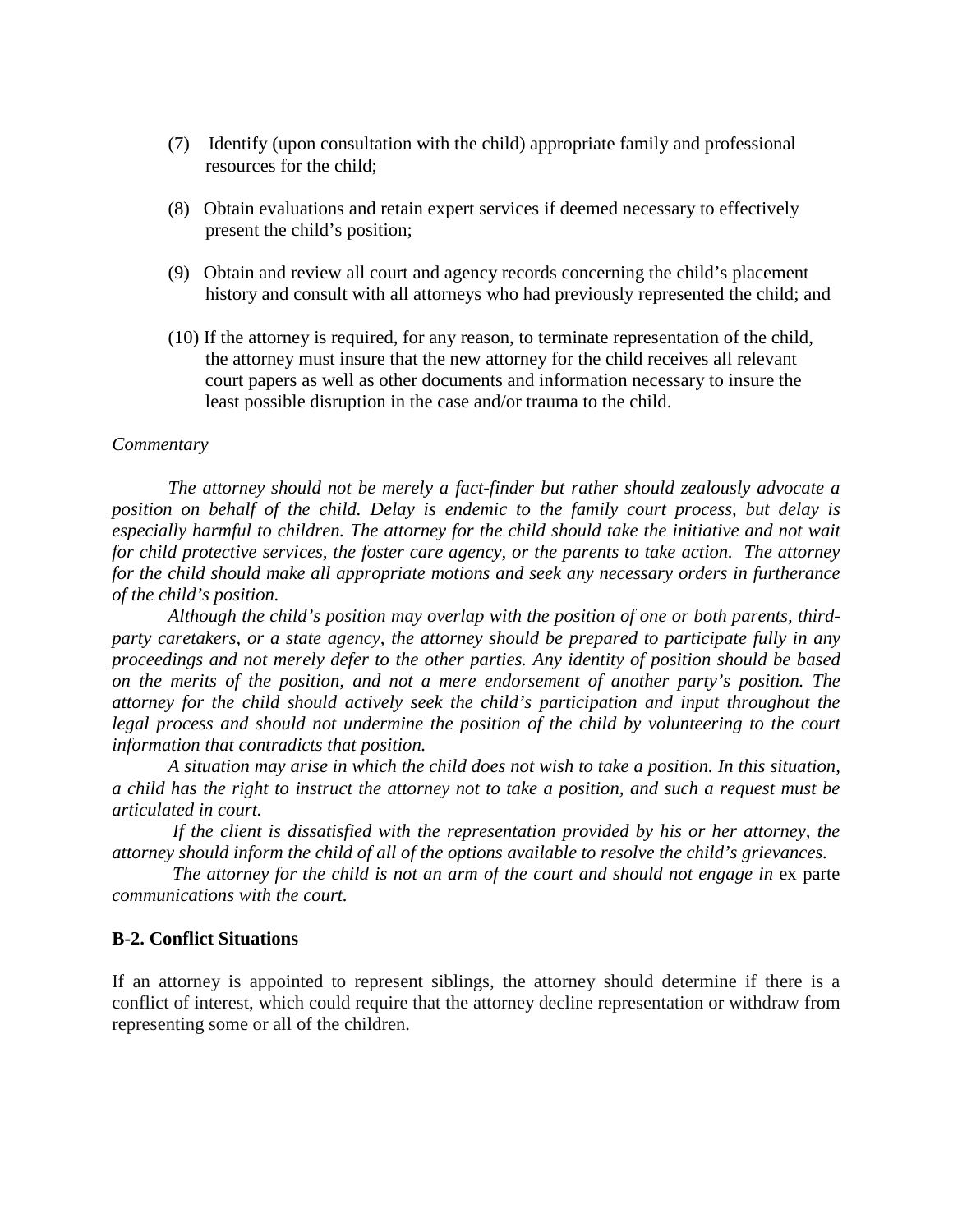(7) Identify (upon consultation with the child) appropriate family and professional resources for the child;

(8) Obtain evaluations and retain expert services if deemed necessary to effectively present the child's position;

(9) Obtain and review all court and agency records concerning the child's placement history and consult with all attorneys who had previously represented the child; and

(10) If the attorney is required, for any reason, to terminate representation of the child, the attorney must insure that the new attorney for the child receives all relevant court papers as well as other documents and information necessary to insure the least possible disruption in the case and/or trauma to the child.

*Commentary*

*The attorney should not be merely a fact-finder but rather should zealously advocate a position on behalf of the child. Delay is endemic to the family court process, but delay is especially harmful to children. The attorney for the child should take the initiative and not wait for child protective services, the foster care agency, or the parents to take action. The attorney for the child should make all appropriate motions and seek any necessary orders in furtherance of the child's position.*

*Although the child's position may overlap with the position of one or both parents, third-party caretakers, or a state agency, the attorney should be prepared to participate fully in any proceedings and not merely defer to the other parties. Any identity of position should be based on the merits of the position, and not a mere endorsement of another party's position. The attorney for the child should actively seek the child's participation and input throughout the legal process and should not undermine the position of the child by volunteering to the court information that contradicts that position.*

*A situation may arise in which the child does not wish to take a position. In this situation, a child has the right to instruct the attorney not to take a position, and such a request must be articulated in court.*

*If the client is dissatisfied with the representation provided by his or her attorney, the attorney should inform the child of all of the options available to resolve the child's grievances.*

*The attorney for the child is not an arm of the court and should not engage in* ex parte *communications with the court.*

**B-2. Conflict Situations**

If an attorney is appointed to represent siblings, the attorney should determine if there is a conflict of interest, which could require that the attorney decline representation or withdraw from representing some or all of the children.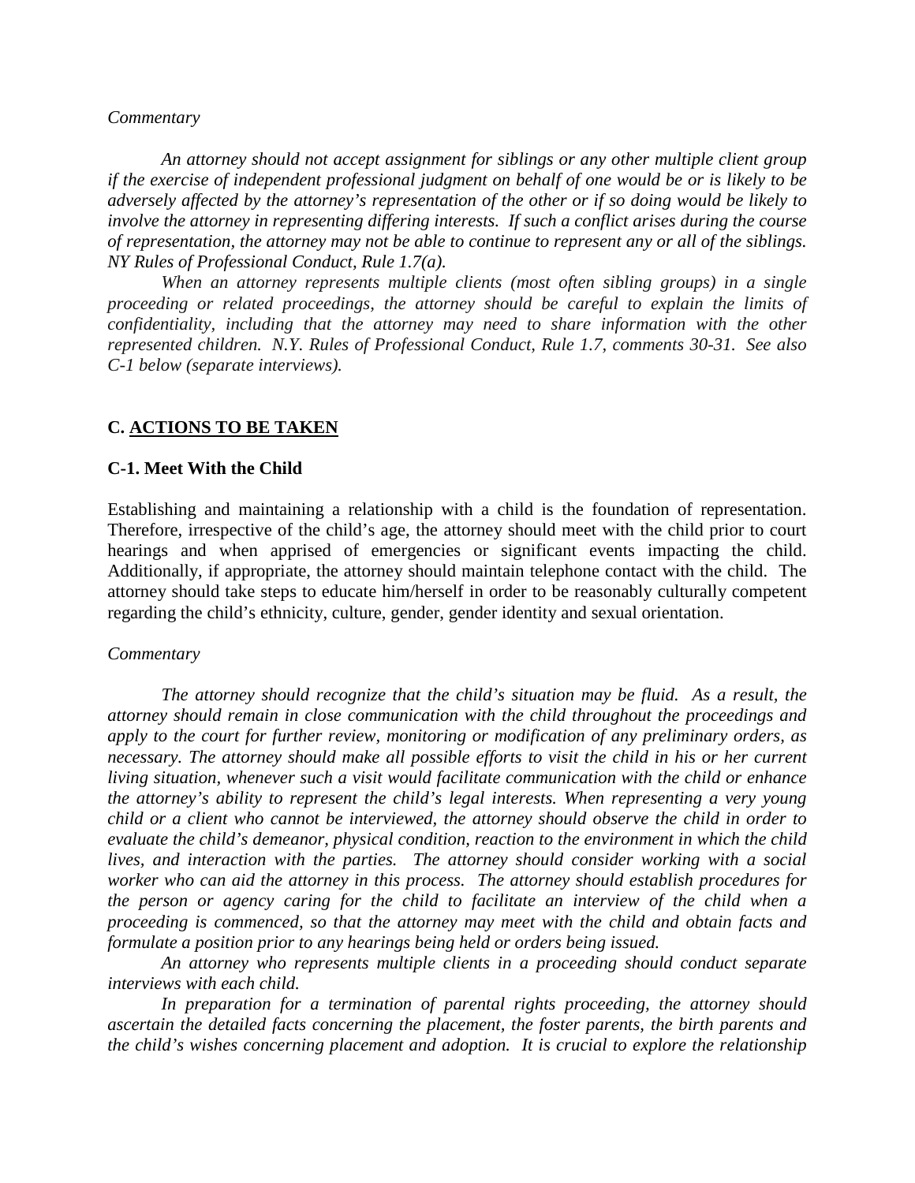*Commentary*

*An attorney should not accept assignment for siblings or any other multiple client group if the exercise of independent professional judgment on behalf of one would be or is likely to be adversely affected by the attorney's representation of the other or if so doing would be likely to involve the attorney in representing differing interests. If such a conflict arises during the course of representation, the attorney may not be able to continue to represent any or all of the siblings. NY Rules of Professional Conduct, Rule 1.7(a).*

*When an attorney represents multiple clients (most often sibling groups) in a single proceeding or related proceedings, the attorney should be careful to explain the limits of confidentiality, including that the attorney may need to share information with the other represented children. N.Y. Rules of Professional Conduct, Rule 1.7, comments 30-31. See also C-1 below (separate interviews).*

## C. <u>ACTIONS TO BE TAKEN</u>

### C-1. Meet With the Child

Establishing and maintaining a relationship with a child is the foundation of representation. Therefore, irrespective of the child's age, the attorney should meet with the child prior to court hearings and when apprised of emergencies or significant events impacting the child. Additionally, if appropriate, the attorney should maintain telephone contact with the child. The attorney should take steps to educate him/herself in order to be reasonably culturally competent regarding the child's ethnicity, culture, gender, gender identity and sexual orientation.

*Commentary*

*The attorney should recognize that the child's situation may be fluid. As a result, the attorney should remain in close communication with the child throughout the proceedings and apply to the court for further review, monitoring or modification of any preliminary orders, as necessary. The attorney should make all possible efforts to visit the child in his or her current living situation, whenever such a visit would facilitate communication with the child or enhance the attorney's ability to represent the child's legal interests. When representing a very young child or a client who cannot be interviewed, the attorney should observe the child in order to evaluate the child's demeanor, physical condition, reaction to the environment in which the child lives, and interaction with the parties. The attorney should consider working with a social worker who can aid the attorney in this process. The attorney should establish procedures for the person or agency caring for the child to facilitate an interview of the child when a proceeding is commenced, so that the attorney may meet with the child and obtain facts and formulate a position prior to any hearings being held or orders being issued.*

*An attorney who represents multiple clients in a proceeding should conduct separate interviews with each child.*

*In preparation for a termination of parental rights proceeding, the attorney should ascertain the detailed facts concerning the placement, the foster parents, the birth parents and the child's wishes concerning placement and adoption. It is crucial to explore the relationship*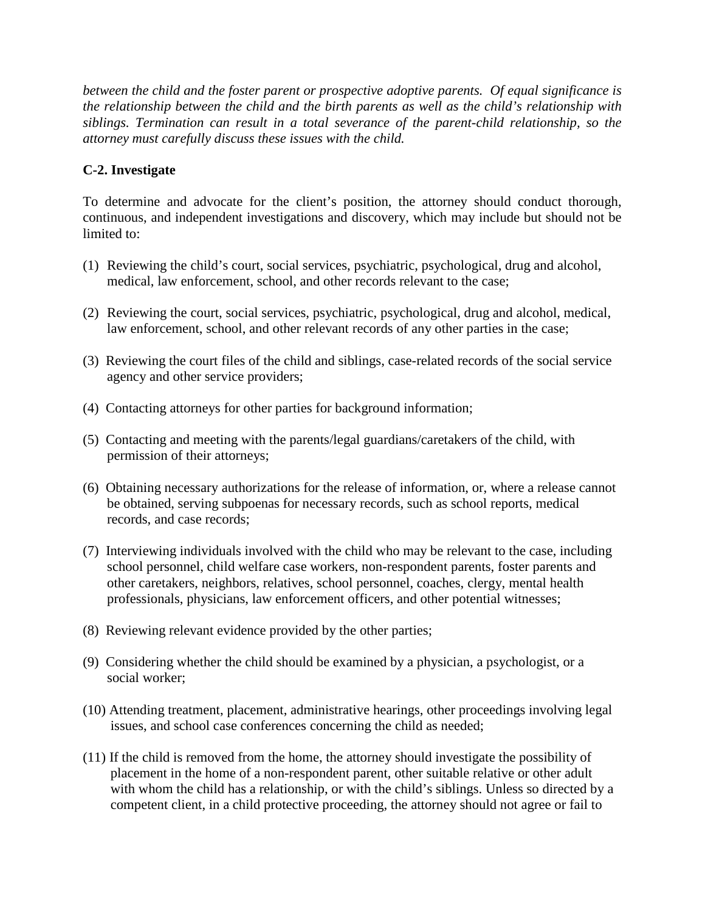*between the child and the foster parent or prospective adoptive parents. Of equal significance is the relationship between the child and the birth parents as well as the child's relationship with siblings. Termination can result in a total severance of the parent-child relationship, so the attorney must carefully discuss these issues with the child.*

**C-2. Investigate**

To determine and advocate for the client's position, the attorney should conduct thorough, continuous, and independent investigations and discovery, which may include but should not be limited to:

(1) Reviewing the child's court, social services, psychiatric, psychological, drug and alcohol, medical, law enforcement, school, and other records relevant to the case;

(2) Reviewing the court, social services, psychiatric, psychological, drug and alcohol, medical, law enforcement, school, and other relevant records of any other parties in the case;

(3) Reviewing the court files of the child and siblings, case-related records of the social service agency and other service providers;

(4) Contacting attorneys for other parties for background information;

(5) Contacting and meeting with the parents/legal guardians/caretakers of the child, with permission of their attorneys;

(6) Obtaining necessary authorizations for the release of information, or, where a release cannot be obtained, serving subpoenas for necessary records, such as school reports, medical records, and case records;

(7) Interviewing individuals involved with the child who may be relevant to the case, including school personnel, child welfare case workers, non-respondent parents, foster parents and other caretakers, neighbors, relatives, school personnel, coaches, clergy, mental health professionals, physicians, law enforcement officers, and other potential witnesses;

(8) Reviewing relevant evidence provided by the other parties;

(9) Considering whether the child should be examined by a physician, a psychologist, or a social worker;

(10) Attending treatment, placement, administrative hearings, other proceedings involving legal issues, and school case conferences concerning the child as needed;

(11) If the child is removed from the home, the attorney should investigate the possibility of placement in the home of a non-respondent parent, other suitable relative or other adult with whom the child has a relationship, or with the child's siblings. Unless so directed by a competent client, in a child protective proceeding, the attorney should not agree or fail to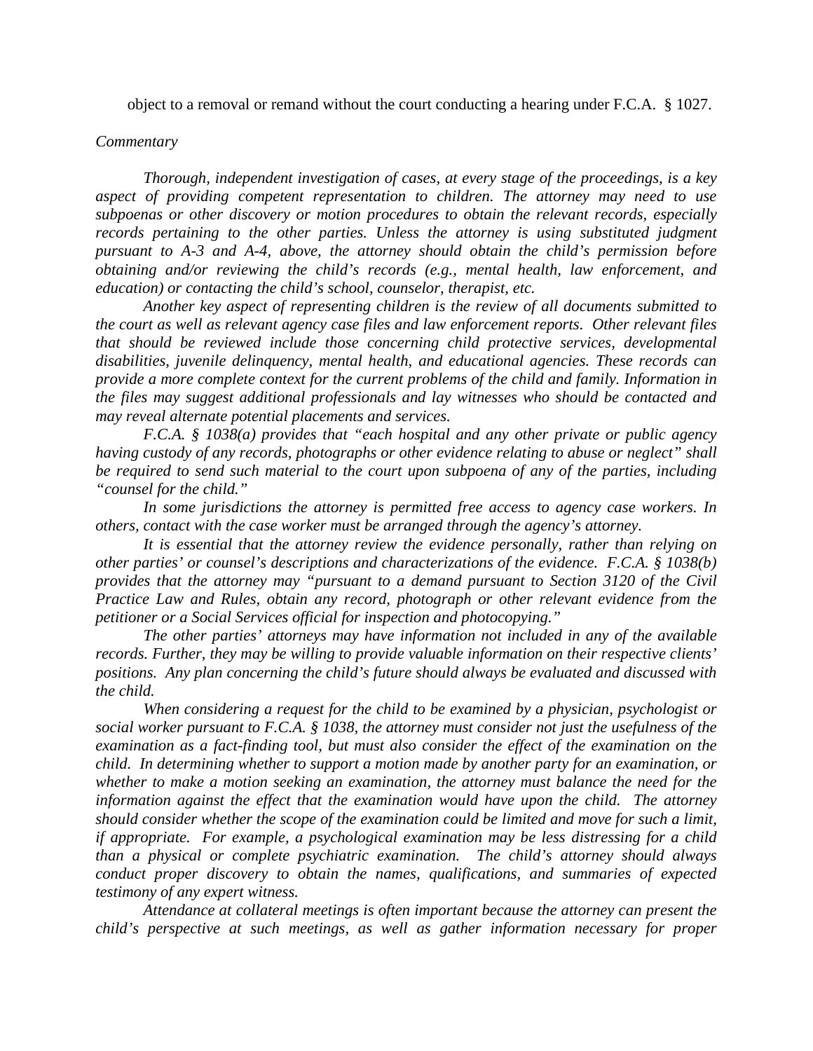object to a removal or remand without the court conducting a hearing under F.C.A. § 1027.

*Commentary*

*Thorough, independent investigation of cases, at every stage of the proceedings, is a key aspect of providing competent representation to children. The attorney may need to use subpoenas or other discovery or motion procedures to obtain the relevant records, especially records pertaining to the other parties. Unless the attorney is using substituted judgment pursuant to A-3 and A-4, above, the attorney should obtain the child's permission before obtaining and/or reviewing the child's records (e.g., mental health, law enforcement, and education) or contacting the child's school, counselor, therapist, etc.*

*Another key aspect of representing children is the review of all documents submitted to the court as well as relevant agency case files and law enforcement reports. Other relevant files that should be reviewed include those concerning child protective services, developmental disabilities, juvenile delinquency, mental health, and educational agencies. These records can provide a more complete context for the current problems of the child and family. Information in the files may suggest additional professionals and lay witnesses who should be contacted and may reveal alternate potential placements and services.*

*F.C.A. § 1038(a) provides that "each hospital and any other private or public agency having custody of any records, photographs or other evidence relating to abuse or neglect" shall be required to send such material to the court upon subpoena of any of the parties, including "counsel for the child."*

*In some jurisdictions the attorney is permitted free access to agency case workers. In others, contact with the case worker must be arranged through the agency's attorney.*

*It is essential that the attorney review the evidence personally, rather than relying on other parties' or counsel's descriptions and characterizations of the evidence. F.C.A. § 1038(b) provides that the attorney may "pursuant to a demand pursuant to Section 3120 of the Civil Practice Law and Rules, obtain any record, photograph or other relevant evidence from the petitioner or a Social Services official for inspection and photocopying."*

*The other parties' attorneys may have information not included in any of the available records. Further, they may be willing to provide valuable information on their respective clients' positions. Any plan concerning the child's future should always be evaluated and discussed with the child.*

*When considering a request for the child to be examined by a physician, psychologist or social worker pursuant to F.C.A. § 1038, the attorney must consider not just the usefulness of the examination as a fact-finding tool, but must also consider the effect of the examination on the child. In determining whether to support a motion made by another party for an examination, or whether to make a motion seeking an examination, the attorney must balance the need for the information against the effect that the examination would have upon the child. The attorney should consider whether the scope of the examination could be limited and move for such a limit, if appropriate. For example, a psychological examination may be less distressing for a child than a physical or complete psychiatric examination. The child's attorney should always conduct proper discovery to obtain the names, qualifications, and summaries of expected testimony of any expert witness.*

*Attendance at collateral meetings is often important because the attorney can present the child's perspective at such meetings, as well as gather information necessary for proper*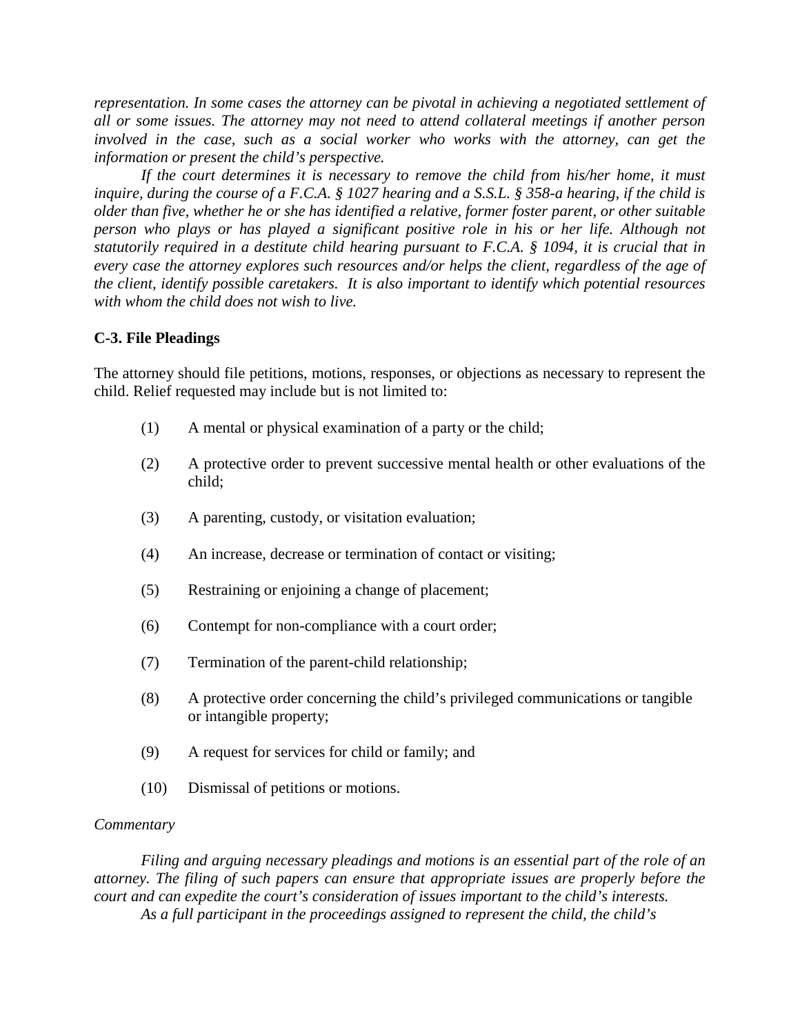*representation. In some cases the attorney can be pivotal in achieving a negotiated settlement of all or some issues. The attorney may not need to attend collateral meetings if another person involved in the case, such as a social worker who works with the attorney, can get the information or present the child's perspective.*

*If the court determines it is necessary to remove the child from his/her home, it must inquire, during the course of a F.C.A. § 1027 hearing and a S.S.L. § 358-a hearing, if the child is older than five, whether he or she has identified a relative, former foster parent, or other suitable person who plays or has played a significant positive role in his or her life. Although not statutorily required in a destitute child hearing pursuant to F.C.A. § 1094, it is crucial that in every case the attorney explores such resources and/or helps the client, regardless of the age of the client, identify possible caretakers. It is also important to identify which potential resources with whom the child does not wish to live.*

**C-3. File Pleadings**

The attorney should file petitions, motions, responses, or objections as necessary to represent the child. Relief requested may include but is not limited to:

(1) A mental or physical examination of a party or the child;

(2) A protective order to prevent successive mental health or other evaluations of the child;

(3) A parenting, custody, or visitation evaluation;

(4) An increase, decrease or termination of contact or visiting;

(5) Restraining or enjoining a change of placement;

(6) Contempt for non-compliance with a court order;

(7) Termination of the parent-child relationship;

(8) A protective order concerning the child's privileged communications or tangible or intangible property;

(9) A request for services for child or family; and

(10) Dismissal of petitions or motions.

*Commentary*

*Filing and arguing necessary pleadings and motions is an essential part of the role of an attorney. The filing of such papers can ensure that appropriate issues are properly before the court and can expedite the court's consideration of issues important to the child's interests.*

*As a full participant in the proceedings assigned to represent the child, the child's*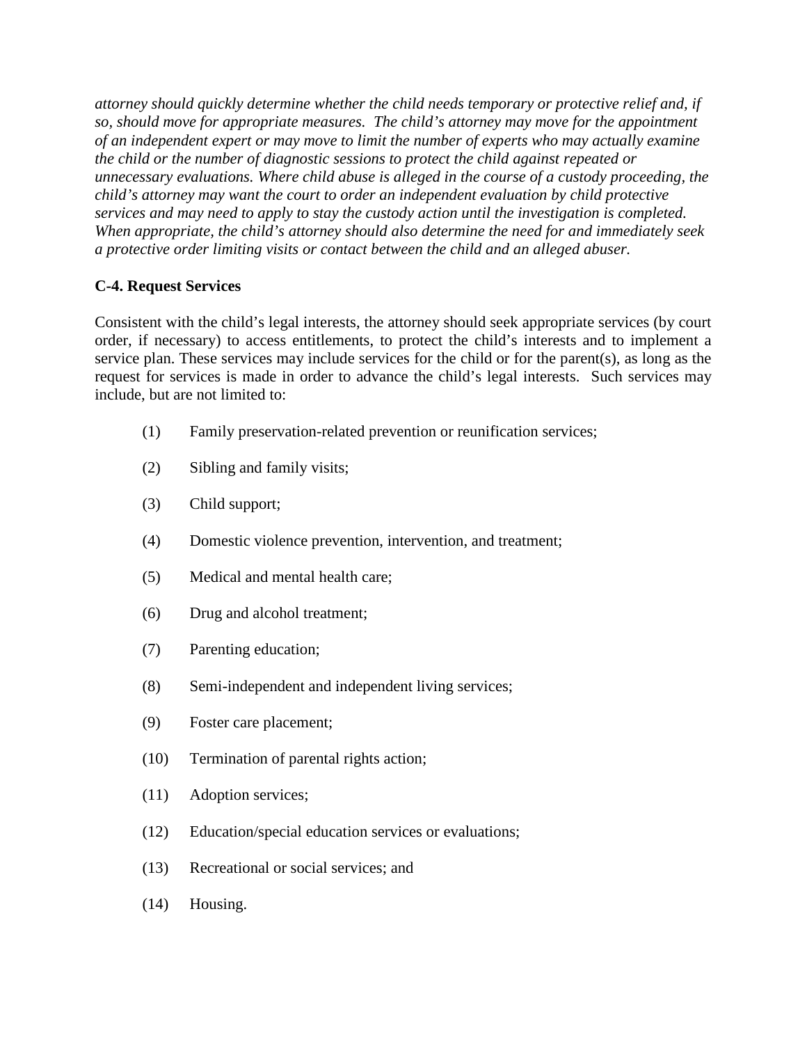*attorney should quickly determine whether the child needs temporary or protective relief and, if so, should move for appropriate measures. The child's attorney may move for the appointment of an independent expert or may move to limit the number of experts who may actually examine the child or the number of diagnostic sessions to protect the child against repeated or unnecessary evaluations. Where child abuse is alleged in the course of a custody proceeding, the child's attorney may want the court to order an independent evaluation by child protective services and may need to apply to stay the custody action until the investigation is completed. When appropriate, the child's attorney should also determine the need for and immediately seek a protective order limiting visits or contact between the child and an alleged abuser.*

**C-4. Request Services**

Consistent with the child's legal interests, the attorney should seek appropriate services (by court order, if necessary) to access entitlements, to protect the child's interests and to implement a service plan. These services may include services for the child or for the parent(s), as long as the request for services is made in order to advance the child's legal interests. Such services may include, but are not limited to:

(1) Family preservation-related prevention or reunification services;

(2) Sibling and family visits;

(3) Child support;

(4) Domestic violence prevention, intervention, and treatment;

(5) Medical and mental health care;

(6) Drug and alcohol treatment;

(7) Parenting education;

(8) Semi-independent and independent living services;

(9) Foster care placement;

(10) Termination of parental rights action;

(11) Adoption services;

(12) Education/special education services or evaluations;

(13) Recreational or social services; and

(14) Housing.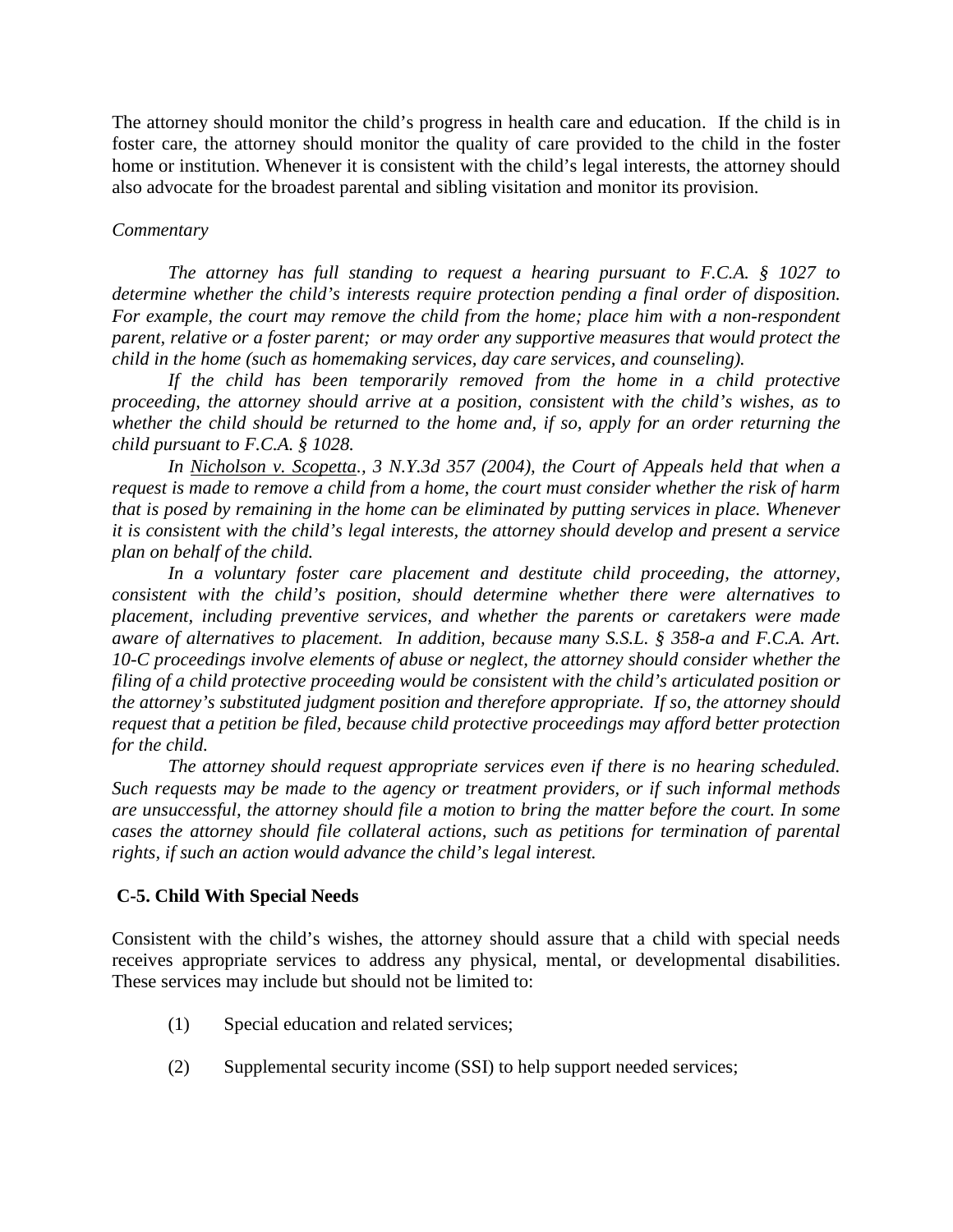The attorney should monitor the child's progress in health care and education. If the child is in foster care, the attorney should monitor the quality of care provided to the child in the foster home or institution. Whenever it is consistent with the child's legal interests, the attorney should also advocate for the broadest parental and sibling visitation and monitor its provision.

*Commentary*

*The attorney has full standing to request a hearing pursuant to F.C.A. § 1027 to determine whether the child's interests require protection pending a final order of disposition. For example, the court may remove the child from the home; place him with a non-respondent parent, relative or a foster parent; or may order any supportive measures that would protect the child in the home (such as homemaking services, day care services, and counseling).*

*If the child has been temporarily removed from the home in a child protective proceeding, the attorney should arrive at a position, consistent with the child's wishes, as to whether the child should be returned to the home and, if so, apply for an order returning the child pursuant to F.C.A. § 1028.*

*In Nicholson v. Scopetta., 3 N.Y.3d 357 (2004), the Court of Appeals held that when a request is made to remove a child from a home, the court must consider whether the risk of harm that is posed by remaining in the home can be eliminated by putting services in place. Whenever it is consistent with the child's legal interests, the attorney should develop and present a service plan on behalf of the child.*

*In a voluntary foster care placement and destitute child proceeding, the attorney, consistent with the child's position, should determine whether there were alternatives to placement, including preventive services, and whether the parents or caretakers were made aware of alternatives to placement. In addition, because many S.S.L. § 358-a and F.C.A. Art. 10-C proceedings involve elements of abuse or neglect, the attorney should consider whether the filing of a child protective proceeding would be consistent with the child's articulated position or the attorney's substituted judgment position and therefore appropriate. If so, the attorney should request that a petition be filed, because child protective proceedings may afford better protection for the child.*

*The attorney should request appropriate services even if there is no hearing scheduled. Such requests may be made to the agency or treatment providers, or if such informal methods are unsuccessful, the attorney should file a motion to bring the matter before the court. In some cases the attorney should file collateral actions, such as petitions for termination of parental rights, if such an action would advance the child's legal interest.*

**C-5. Child With Special Needs**

Consistent with the child's wishes, the attorney should assure that a child with special needs receives appropriate services to address any physical, mental, or developmental disabilities. These services may include but should not be limited to:

(1) Special education and related services;

(2) Supplemental security income (SSI) to help support needed services;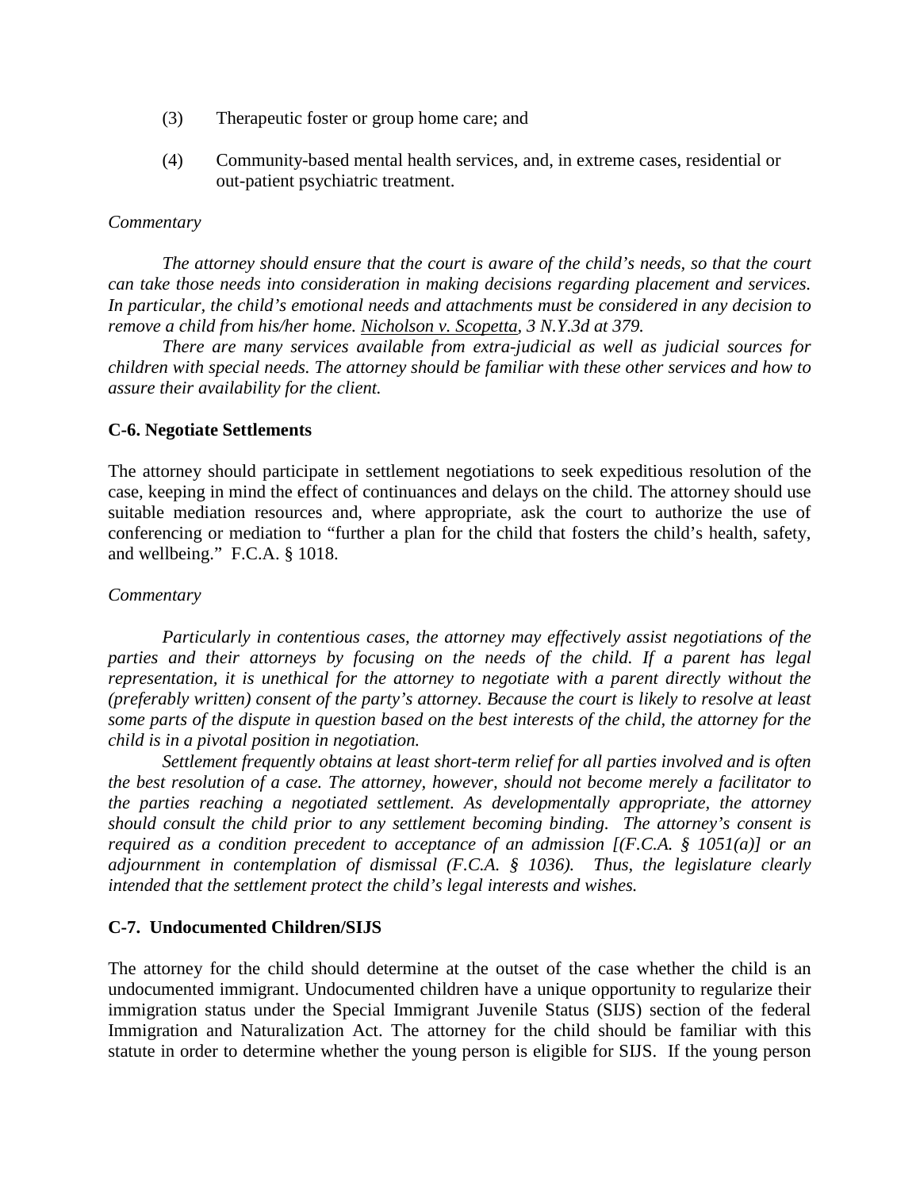(3) Therapeutic foster or group home care; and

(4) Community-based mental health services, and, in extreme cases, residential or out-patient psychiatric treatment.

*Commentary*

*The attorney should ensure that the court is aware of the child's needs, so that the court can take those needs into consideration in making decisions regarding placement and services. In particular, the child's emotional needs and attachments must be considered in any decision to remove a child from his/her home. Nicholson v. Scopetta, 3 N.Y.3d at 379.*

*There are many services available from extra-judicial as well as judicial sources for children with special needs. The attorney should be familiar with these other services and how to assure their availability for the client.*

**C-6. Negotiate Settlements**

The attorney should participate in settlement negotiations to seek expeditious resolution of the case, keeping in mind the effect of continuances and delays on the child. The attorney should use suitable mediation resources and, where appropriate, ask the court to authorize the use of conferencing or mediation to "further a plan for the child that fosters the child's health, safety, and wellbeing." F.C.A. § 1018.

*Commentary*

*Particularly in contentious cases, the attorney may effectively assist negotiations of the parties and their attorneys by focusing on the needs of the child. If a parent has legal representation, it is unethical for the attorney to negotiate with a parent directly without the (preferably written) consent of the party's attorney. Because the court is likely to resolve at least some parts of the dispute in question based on the best interests of the child, the attorney for the child is in a pivotal position in negotiation.*

*Settlement frequently obtains at least short-term relief for all parties involved and is often the best resolution of a case. The attorney, however, should not become merely a facilitator to the parties reaching a negotiated settlement. As developmentally appropriate, the attorney should consult the child prior to any settlement becoming binding. The attorney's consent is required as a condition precedent to acceptance of an admission [(F.C.A. § 1051(a)] or an adjournment in contemplation of dismissal (F.C.A. § 1036). Thus, the legislature clearly intended that the settlement protect the child's legal interests and wishes.*

**C-7. Undocumented Children/SIJS**

The attorney for the child should determine at the outset of the case whether the child is an undocumented immigrant. Undocumented children have a unique opportunity to regularize their immigration status under the Special Immigrant Juvenile Status (SIJS) section of the federal Immigration and Naturalization Act. The attorney for the child should be familiar with this statute in order to determine whether the young person is eligible for SIJS. If the young person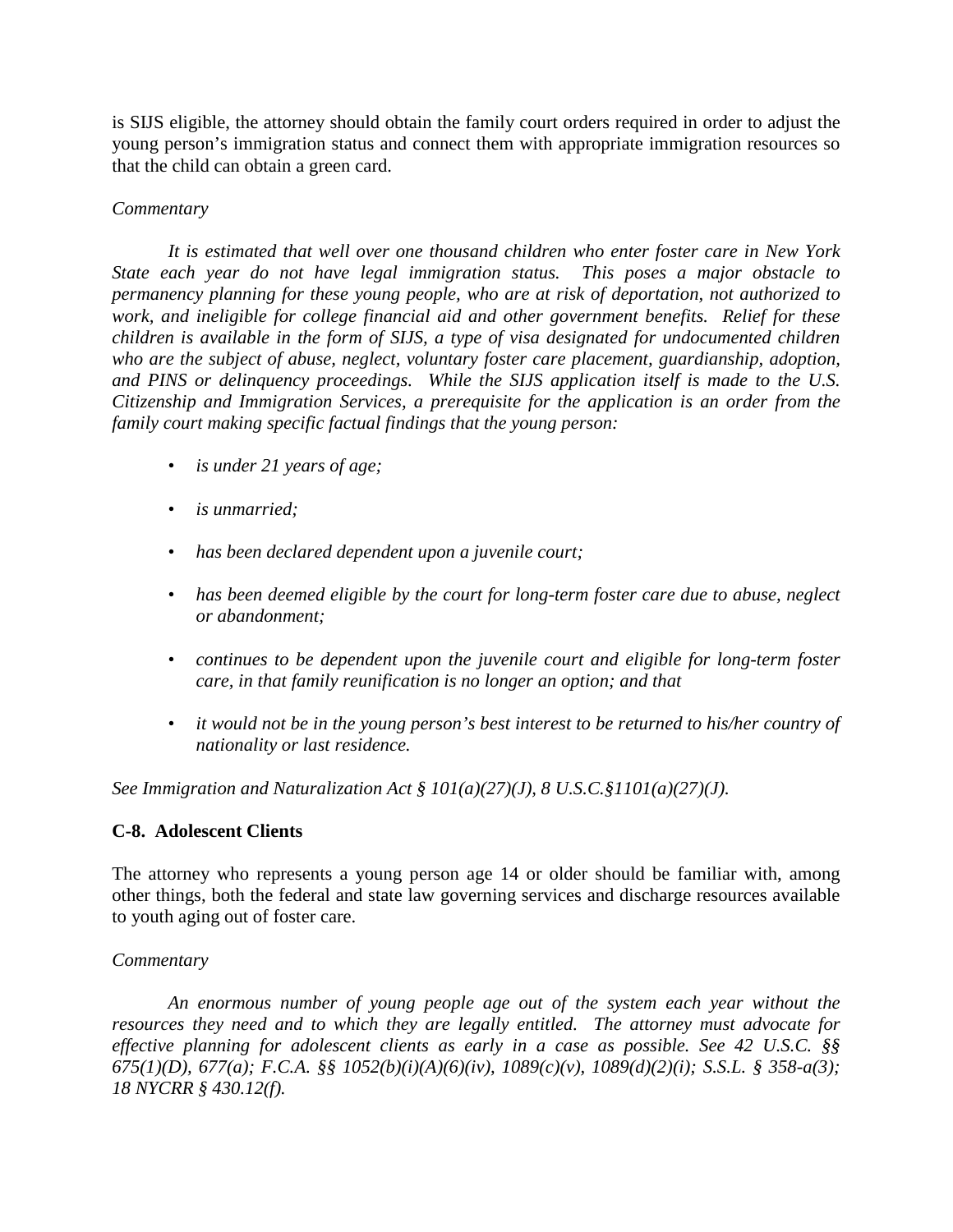is SIJS eligible, the attorney should obtain the family court orders required in order to adjust the young person's immigration status and connect them with appropriate immigration resources so that the child can obtain a green card.

*Commentary*

*It is estimated that well over one thousand children who enter foster care in New York State each year do not have legal immigration status. This poses a major obstacle to permanency planning for these young people, who are at risk of deportation, not authorized to work, and ineligible for college financial aid and other government benefits. Relief for these children is available in the form of SIJS, a type of visa designated for undocumented children who are the subject of abuse, neglect, voluntary foster care placement, guardianship, adoption, and PINS or delinquency proceedings. While the SIJS application itself is made to the U.S. Citizenship and Immigration Services, a prerequisite for the application is an order from the family court making specific factual findings that the young person:*

- *is under 21 years of age;*
- *is unmarried;*
- *has been declared dependent upon a juvenile court;*
- *has been deemed eligible by the court for long-term foster care due to abuse, neglect or abandonment;*
- *continues to be dependent upon the juvenile court and eligible for long-term foster care, in that family reunification is no longer an option; and that*
- *it would not be in the young person's best interest to be returned to his/her country of nationality or last residence.*

*See Immigration and Naturalization Act § 101(a)(27)(J), 8 U.S.C.§1101(a)(27)(J).*

**C-8. Adolescent Clients**

The attorney who represents a young person age 14 or older should be familiar with, among other things, both the federal and state law governing services and discharge resources available to youth aging out of foster care.

*Commentary*

*An enormous number of young people age out of the system each year without the resources they need and to which they are legally entitled. The attorney must advocate for effective planning for adolescent clients as early in a case as possible. See 42 U.S.C. §§ 675(1)(D), 677(a); F.C.A. §§ 1052(b)(i)(A)(6)(iv), 1089(c)(v), 1089(d)(2)(i); S.S.L. § 358-a(3); 18 NYCRR § 430.12(f).*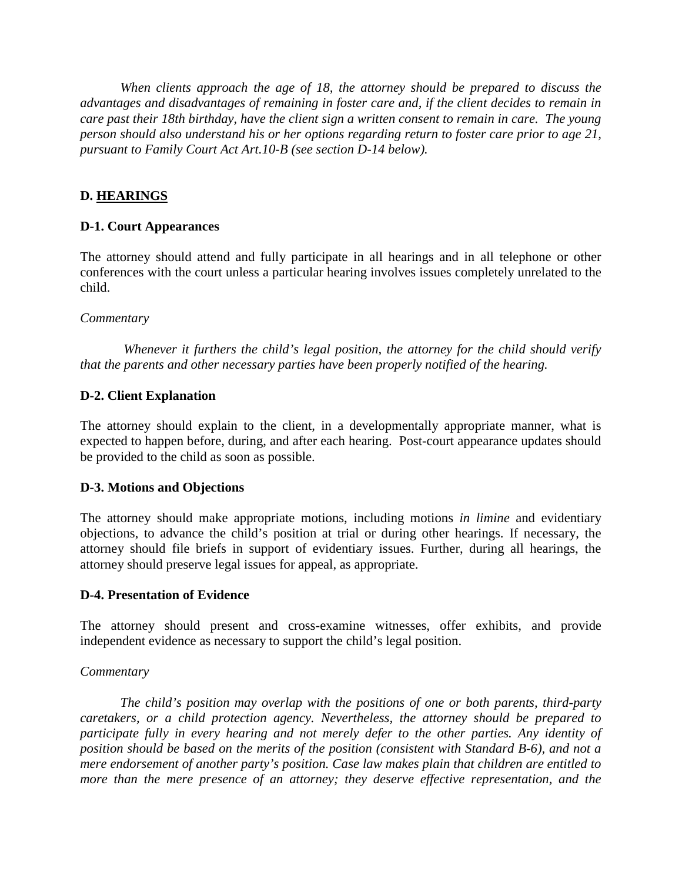*When clients approach the age of 18, the attorney should be prepared to discuss the advantages and disadvantages of remaining in foster care and, if the client decides to remain in care past their 18th birthday, have the client sign a written consent to remain in care. The young person should also understand his or her options regarding return to foster care prior to age 21, pursuant to Family Court Act Art.10-B (see section D-14 below).*

## D. HEARINGS

### D-1. Court Appearances

The attorney should attend and fully participate in all hearings and in all telephone or other conferences with the court unless a particular hearing involves issues completely unrelated to the child.

*Commentary*

*Whenever it furthers the child's legal position, the attorney for the child should verify that the parents and other necessary parties have been properly notified of the hearing.*

### D-2. Client Explanation

The attorney should explain to the client, in a developmentally appropriate manner, what is expected to happen before, during, and after each hearing. Post-court appearance updates should be provided to the child as soon as possible.

### D-3. Motions and Objections

The attorney should make appropriate motions, including motions *in limine* and evidentiary objections, to advance the child's position at trial or during other hearings. If necessary, the attorney should file briefs in support of evidentiary issues. Further, during all hearings, the attorney should preserve legal issues for appeal, as appropriate.

### D-4. Presentation of Evidence

The attorney should present and cross-examine witnesses, offer exhibits, and provide independent evidence as necessary to support the child's legal position.

*Commentary*

*The child's position may overlap with the positions of one or both parents, third-party caretakers, or a child protection agency. Nevertheless, the attorney should be prepared to participate fully in every hearing and not merely defer to the other parties. Any identity of position should be based on the merits of the position (consistent with Standard B-6), and not a mere endorsement of another party's position. Case law makes plain that children are entitled to more than the mere presence of an attorney; they deserve effective representation, and the*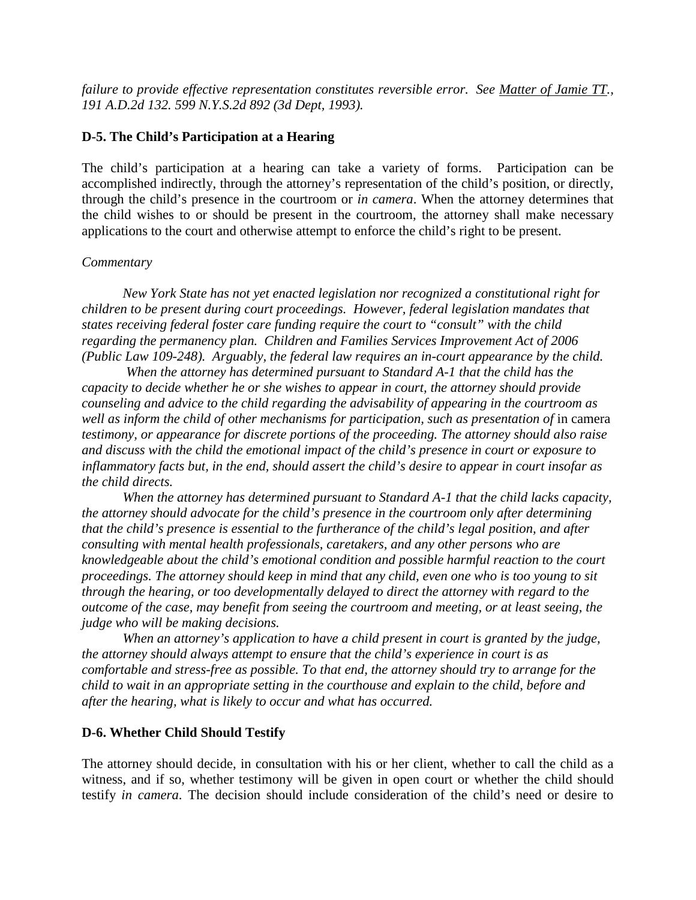*failure to provide effective representation constitutes reversible error. See Matter of Jamie TT., 191 A.D.2d 132. 599 N.Y.S.2d 892 (3d Dept, 1993).*

**D-5. The Child's Participation at a Hearing**

The child's participation at a hearing can take a variety of forms. Participation can be accomplished indirectly, through the attorney's representation of the child's position, or directly, through the child's presence in the courtroom or *in camera*. When the attorney determines that the child wishes to or should be present in the courtroom, the attorney shall make necessary applications to the court and otherwise attempt to enforce the child's right to be present.

*Commentary*

*New York State has not yet enacted legislation nor recognized a constitutional right for children to be present during court proceedings. However, federal legislation mandates that states receiving federal foster care funding require the court to "consult" with the child regarding the permanency plan. Children and Families Services Improvement Act of 2006 (Public Law 109-248). Arguably, the federal law requires an in-court appearance by the child.*

*When the attorney has determined pursuant to Standard A-1 that the child has the capacity to decide whether he or she wishes to appear in court, the attorney should provide counseling and advice to the child regarding the advisability of appearing in the courtroom as well as inform the child of other mechanisms for participation, such as presentation of* in camera *testimony, or appearance for discrete portions of the proceeding. The attorney should also raise and discuss with the child the emotional impact of the child's presence in court or exposure to inflammatory facts but, in the end, should assert the child's desire to appear in court insofar as the child directs.*

*When the attorney has determined pursuant to Standard A-1 that the child lacks capacity, the attorney should advocate for the child's presence in the courtroom only after determining that the child's presence is essential to the furtherance of the child's legal position, and after consulting with mental health professionals, caretakers, and any other persons who are knowledgeable about the child's emotional condition and possible harmful reaction to the court proceedings. The attorney should keep in mind that any child, even one who is too young to sit through the hearing, or too developmentally delayed to direct the attorney with regard to the outcome of the case, may benefit from seeing the courtroom and meeting, or at least seeing, the judge who will be making decisions.*

*When an attorney's application to have a child present in court is granted by the judge, the attorney should always attempt to ensure that the child's experience in court is as comfortable and stress-free as possible. To that end, the attorney should try to arrange for the child to wait in an appropriate setting in the courthouse and explain to the child, before and after the hearing, what is likely to occur and what has occurred.*

**D-6. Whether Child Should Testify**

The attorney should decide, in consultation with his or her client, whether to call the child as a witness, and if so, whether testimony will be given in open court or whether the child should testify *in camera*. The decision should include consideration of the child's need or desire to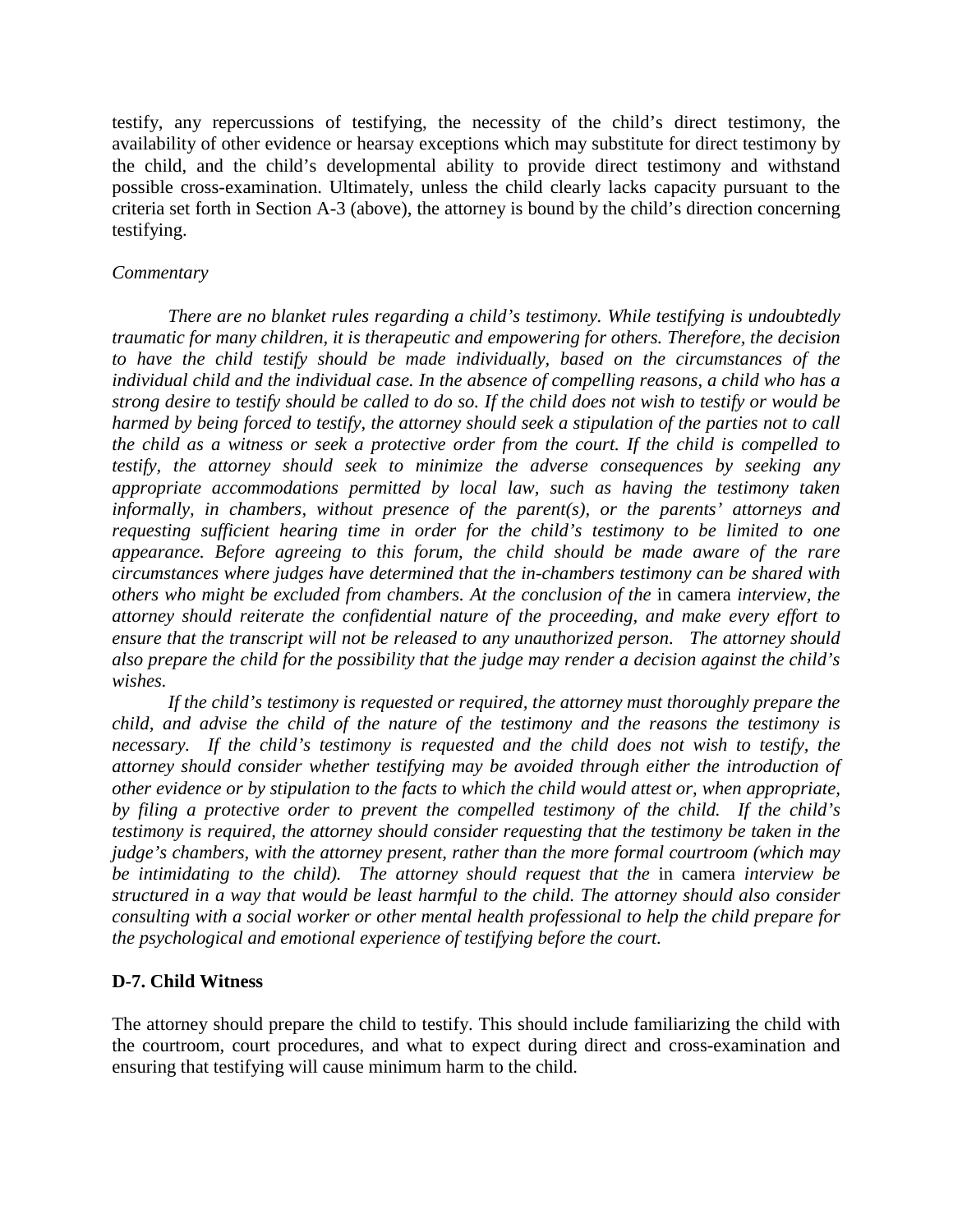testify, any repercussions of testifying, the necessity of the child's direct testimony, the availability of other evidence or hearsay exceptions which may substitute for direct testimony by the child, and the child's developmental ability to provide direct testimony and withstand possible cross-examination. Ultimately, unless the child clearly lacks capacity pursuant to the criteria set forth in Section A-3 (above), the attorney is bound by the child's direction concerning testifying.

*Commentary*

*There are no blanket rules regarding a child's testimony. While testifying is undoubtedly traumatic for many children, it is therapeutic and empowering for others. Therefore, the decision to have the child testify should be made individually, based on the circumstances of the individual child and the individual case. In the absence of compelling reasons, a child who has a strong desire to testify should be called to do so. If the child does not wish to testify or would be harmed by being forced to testify, the attorney should seek a stipulation of the parties not to call the child as a witness or seek a protective order from the court. If the child is compelled to testify, the attorney should seek to minimize the adverse consequences by seeking any appropriate accommodations permitted by local law, such as having the testimony taken informally, in chambers, without presence of the parent(s), or the parents' attorneys and requesting sufficient hearing time in order for the child's testimony to be limited to one appearance. Before agreeing to this forum, the child should be made aware of the rare circumstances where judges have determined that the in-chambers testimony can be shared with others who might be excluded from chambers. At the conclusion of the* in camera *interview, the attorney should reiterate the confidential nature of the proceeding, and make every effort to ensure that the transcript will not be released to any unauthorized person. The attorney should also prepare the child for the possibility that the judge may render a decision against the child's wishes.*

*If the child's testimony is requested or required, the attorney must thoroughly prepare the child, and advise the child of the nature of the testimony and the reasons the testimony is necessary. If the child's testimony is requested and the child does not wish to testify, the attorney should consider whether testifying may be avoided through either the introduction of other evidence or by stipulation to the facts to which the child would attest or, when appropriate, by filing a protective order to prevent the compelled testimony of the child. If the child's testimony is required, the attorney should consider requesting that the testimony be taken in the judge's chambers, with the attorney present, rather than the more formal courtroom (which may be intimidating to the child). The attorney should request that the* in camera *interview be structured in a way that would be least harmful to the child. The attorney should also consider consulting with a social worker or other mental health professional to help the child prepare for the psychological and emotional experience of testifying before the court.*

**D-7. Child Witness**

The attorney should prepare the child to testify. This should include familiarizing the child with the courtroom, court procedures, and what to expect during direct and cross-examination and ensuring that testifying will cause minimum harm to the child.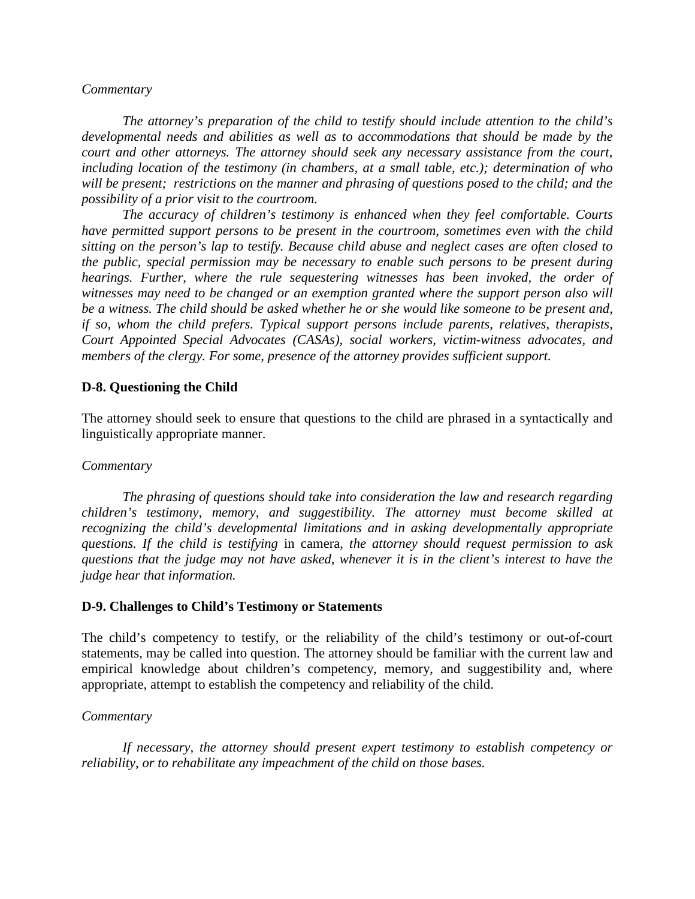*Commentary*

*The attorney's preparation of the child to testify should include attention to the child's developmental needs and abilities as well as to accommodations that should be made by the court and other attorneys. The attorney should seek any necessary assistance from the court, including location of the testimony (in chambers, at a small table, etc.); determination of who will be present; restrictions on the manner and phrasing of questions posed to the child; and the possibility of a prior visit to the courtroom.*

*The accuracy of children's testimony is enhanced when they feel comfortable. Courts have permitted support persons to be present in the courtroom, sometimes even with the child sitting on the person's lap to testify. Because child abuse and neglect cases are often closed to the public, special permission may be necessary to enable such persons to be present during hearings. Further, where the rule sequestering witnesses has been invoked, the order of witnesses may need to be changed or an exemption granted where the support person also will be a witness. The child should be asked whether he or she would like someone to be present and, if so, whom the child prefers. Typical support persons include parents, relatives, therapists, Court Appointed Special Advocates (CASAs), social workers, victim-witness advocates, and members of the clergy. For some, presence of the attorney provides sufficient support.*

**D-8. Questioning the Child**

The attorney should seek to ensure that questions to the child are phrased in a syntactically and linguistically appropriate manner.

*Commentary*

*The phrasing of questions should take into consideration the law and research regarding children's testimony, memory, and suggestibility. The attorney must become skilled at recognizing the child's developmental limitations and in asking developmentally appropriate questions. If the child is testifying* in camera, *the attorney should request permission to ask questions that the judge may not have asked, whenever it is in the client's interest to have the judge hear that information.*

**D-9. Challenges to Child's Testimony or Statements**

The child's competency to testify, or the reliability of the child's testimony or out-of-court statements, may be called into question. The attorney should be familiar with the current law and empirical knowledge about children's competency, memory, and suggestibility and, where appropriate, attempt to establish the competency and reliability of the child.

*Commentary*

*If necessary, the attorney should present expert testimony to establish competency or reliability, or to rehabilitate any impeachment of the child on those bases.*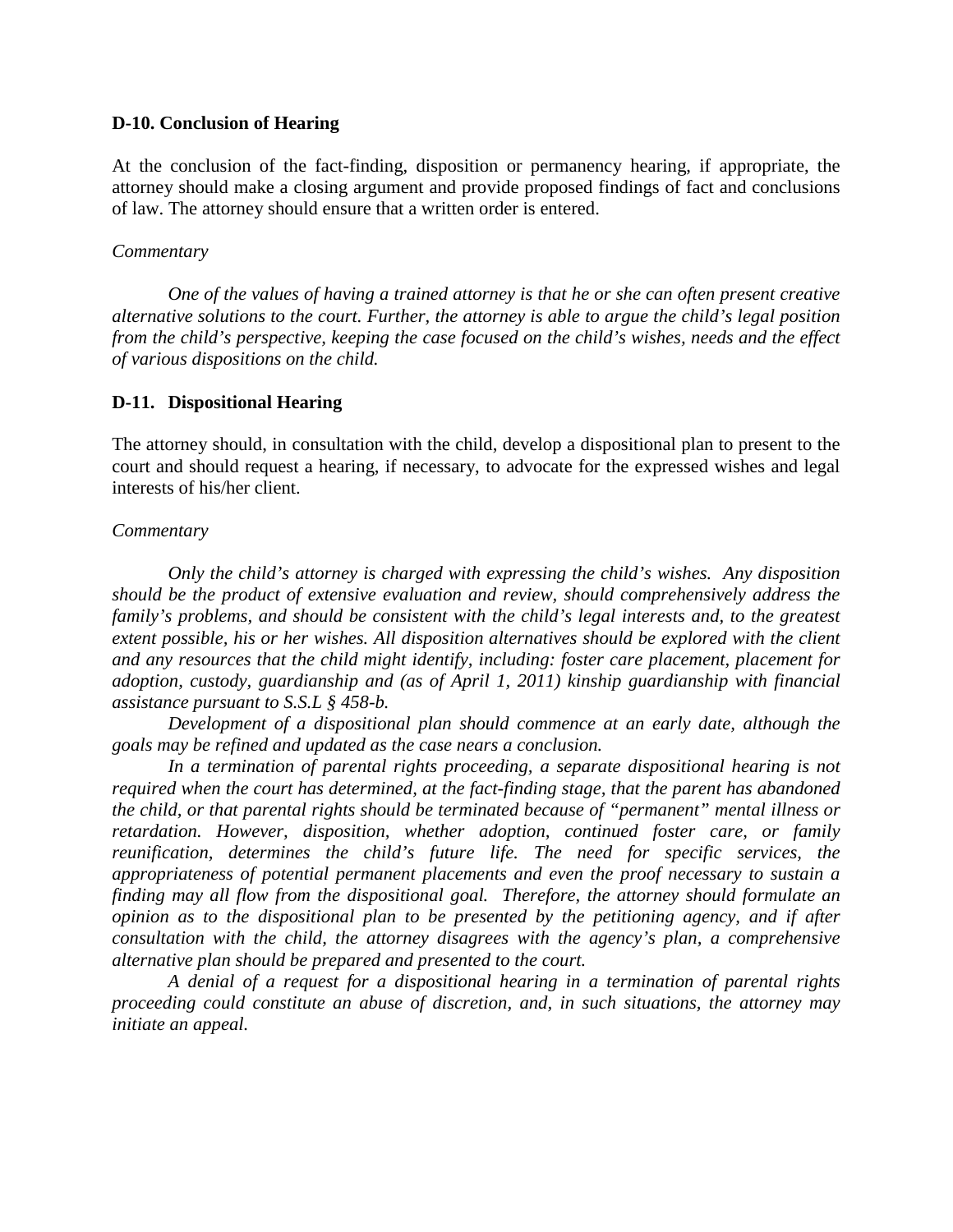### D-10. Conclusion of Hearing

At the conclusion of the fact-finding, disposition or permanency hearing, if appropriate, the attorney should make a closing argument and provide proposed findings of fact and conclusions of law. The attorney should ensure that a written order is entered.

*Commentary*

*One of the values of having a trained attorney is that he or she can often present creative alternative solutions to the court. Further, the attorney is able to argue the child's legal position from the child's perspective, keeping the case focused on the child's wishes, needs and the effect of various dispositions on the child.*

### D-11. Dispositional Hearing

The attorney should, in consultation with the child, develop a dispositional plan to present to the court and should request a hearing, if necessary, to advocate for the expressed wishes and legal interests of his/her client.

*Commentary*

*Only the child's attorney is charged with expressing the child's wishes. Any disposition should be the product of extensive evaluation and review, should comprehensively address the family's problems, and should be consistent with the child's legal interests and, to the greatest extent possible, his or her wishes. All disposition alternatives should be explored with the client and any resources that the child might identify, including: foster care placement, placement for adoption, custody, guardianship and (as of April 1, 2011) kinship guardianship with financial assistance pursuant to S.S.L § 458-b.*

*Development of a dispositional plan should commence at an early date, although the goals may be refined and updated as the case nears a conclusion.*

*In a termination of parental rights proceeding, a separate dispositional hearing is not required when the court has determined, at the fact-finding stage, that the parent has abandoned the child, or that parental rights should be terminated because of "permanent" mental illness or retardation. However, disposition, whether adoption, continued foster care, or family reunification, determines the child's future life. The need for specific services, the appropriateness of potential permanent placements and even the proof necessary to sustain a finding may all flow from the dispositional goal. Therefore, the attorney should formulate an opinion as to the dispositional plan to be presented by the petitioning agency, and if after consultation with the child, the attorney disagrees with the agency's plan, a comprehensive alternative plan should be prepared and presented to the court.*

*A denial of a request for a dispositional hearing in a termination of parental rights proceeding could constitute an abuse of discretion, and, in such situations, the attorney may initiate an appeal.*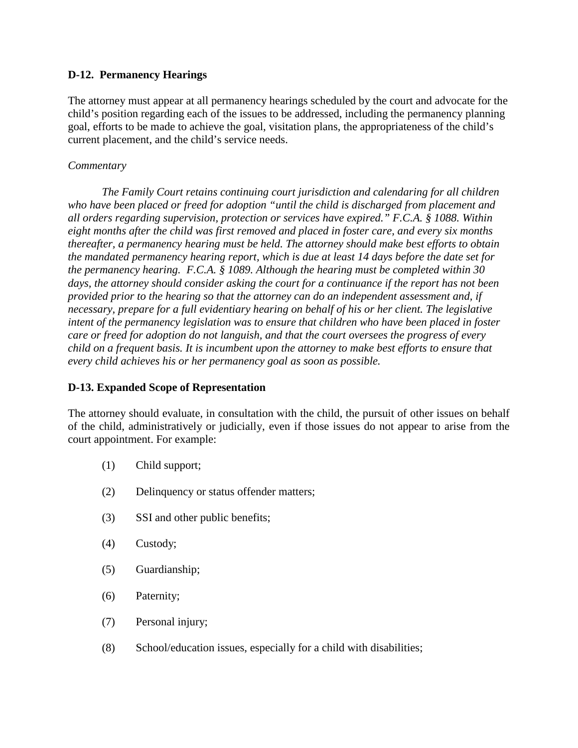**D-12. Permanency Hearings**

The attorney must appear at all permanency hearings scheduled by the court and advocate for the child's position regarding each of the issues to be addressed, including the permanency planning goal, efforts to be made to achieve the goal, visitation plans, the appropriateness of the child's current placement, and the child's service needs.

*Commentary*

*The Family Court retains continuing court jurisdiction and calendaring for all children who have been placed or freed for adoption "until the child is discharged from placement and all orders regarding supervision, protection or services have expired." F.C.A. § 1088. Within eight months after the child was first removed and placed in foster care, and every six months thereafter, a permanency hearing must be held. The attorney should make best efforts to obtain the mandated permanency hearing report, which is due at least 14 days before the date set for the permanency hearing. F.C.A. § 1089. Although the hearing must be completed within 30 days, the attorney should consider asking the court for a continuance if the report has not been provided prior to the hearing so that the attorney can do an independent assessment and, if necessary, prepare for a full evidentiary hearing on behalf of his or her client. The legislative intent of the permanency legislation was to ensure that children who have been placed in foster care or freed for adoption do not languish, and that the court oversees the progress of every child on a frequent basis. It is incumbent upon the attorney to make best efforts to ensure that every child achieves his or her permanency goal as soon as possible.*

**D-13. Expanded Scope of Representation**

The attorney should evaluate, in consultation with the child, the pursuit of other issues on behalf of the child, administratively or judicially, even if those issues do not appear to arise from the court appointment. For example:

(1) Child support;

(2) Delinquency or status offender matters;

(3) SSI and other public benefits;

(4) Custody;

(5) Guardianship;

(6) Paternity;

(7) Personal injury;

(8) School/education issues, especially for a child with disabilities;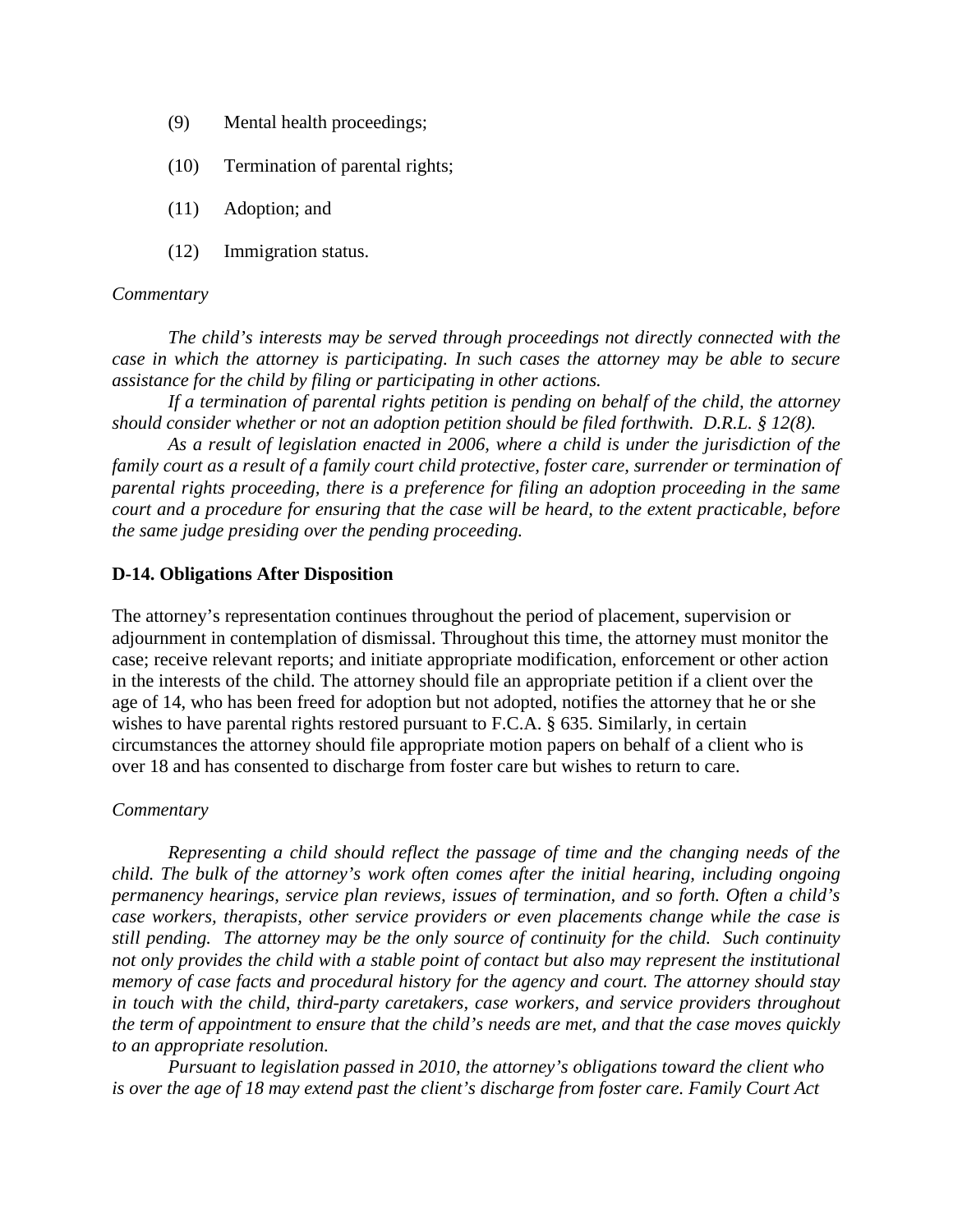(9) Mental health proceedings;

(10) Termination of parental rights;

(11) Adoption; and

(12) Immigration status.

*Commentary*

*The child's interests may be served through proceedings not directly connected with the case in which the attorney is participating. In such cases the attorney may be able to secure assistance for the child by filing or participating in other actions.*

*If a termination of parental rights petition is pending on behalf of the child, the attorney should consider whether or not an adoption petition should be filed forthwith. D.R.L. § 12(8).*

*As a result of legislation enacted in 2006, where a child is under the jurisdiction of the family court as a result of a family court child protective, foster care, surrender or termination of parental rights proceeding, there is a preference for filing an adoption proceeding in the same court and a procedure for ensuring that the case will be heard, to the extent practicable, before the same judge presiding over the pending proceeding.*

**D-14. Obligations After Disposition**

The attorney's representation continues throughout the period of placement, supervision or adjournment in contemplation of dismissal. Throughout this time, the attorney must monitor the case; receive relevant reports; and initiate appropriate modification, enforcement or other action in the interests of the child. The attorney should file an appropriate petition if a client over the age of 14, who has been freed for adoption but not adopted, notifies the attorney that he or she wishes to have parental rights restored pursuant to F.C.A. § 635. Similarly, in certain circumstances the attorney should file appropriate motion papers on behalf of a client who is over 18 and has consented to discharge from foster care but wishes to return to care.

*Commentary*

*Representing a child should reflect the passage of time and the changing needs of the child. The bulk of the attorney's work often comes after the initial hearing, including ongoing permanency hearings, service plan reviews, issues of termination, and so forth. Often a child's case workers, therapists, other service providers or even placements change while the case is still pending. The attorney may be the only source of continuity for the child. Such continuity not only provides the child with a stable point of contact but also may represent the institutional memory of case facts and procedural history for the agency and court. The attorney should stay in touch with the child, third-party caretakers, case workers, and service providers throughout the term of appointment to ensure that the child's needs are met, and that the case moves quickly to an appropriate resolution.*

*Pursuant to legislation passed in 2010, the attorney's obligations toward the client who is over the age of 18 may extend past the client's discharge from foster care. Family Court Act*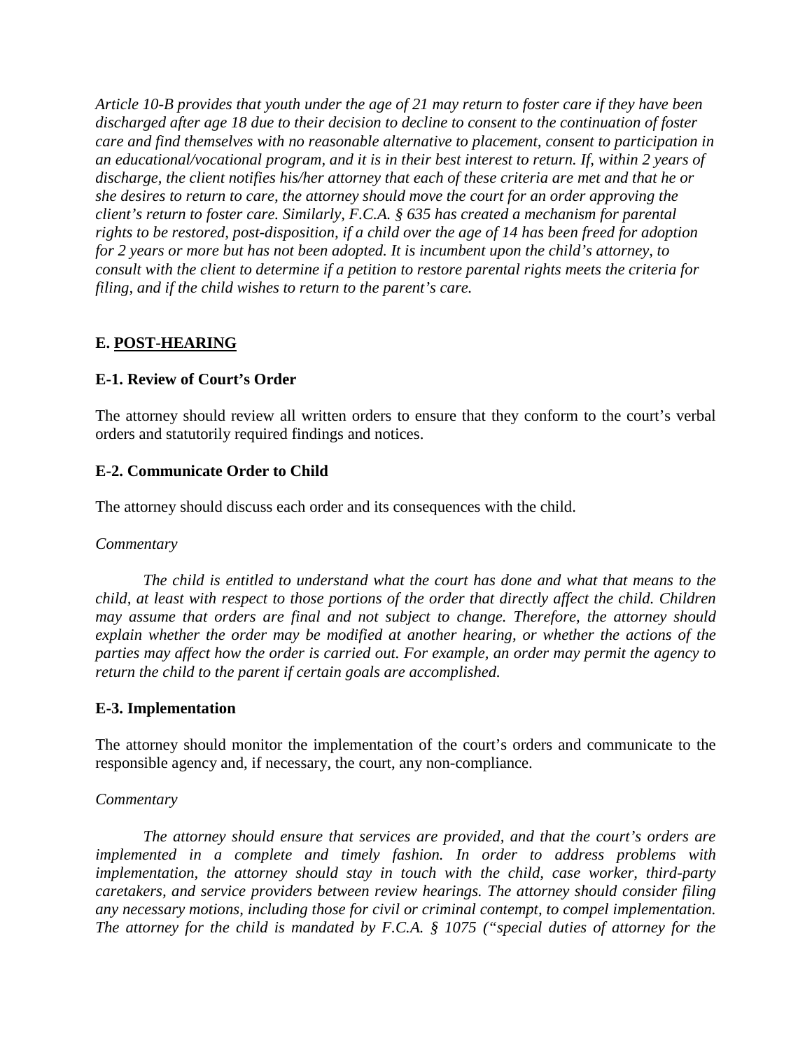*Article 10-B provides that youth under the age of 21 may return to foster care if they have been discharged after age 18 due to their decision to decline to consent to the continuation of foster care and find themselves with no reasonable alternative to placement, consent to participation in an educational/vocational program, and it is in their best interest to return. If, within 2 years of discharge, the client notifies his/her attorney that each of these criteria are met and that he or she desires to return to care, the attorney should move the court for an order approving the client's return to foster care. Similarly, F.C.A. § 635 has created a mechanism for parental rights to be restored, post-disposition, if a child over the age of 14 has been freed for adoption for 2 years or more but has not been adopted. It is incumbent upon the child's attorney, to consult with the client to determine if a petition to restore parental rights meets the criteria for filing, and if the child wishes to return to the parent's care.*

## E. POST-HEARING

### E-1. Review of Court's Order

The attorney should review all written orders to ensure that they conform to the court's verbal orders and statutorily required findings and notices.

### E-2. Communicate Order to Child

The attorney should discuss each order and its consequences with the child.

*Commentary*

*The child is entitled to understand what the court has done and what that means to the child, at least with respect to those portions of the order that directly affect the child. Children may assume that orders are final and not subject to change. Therefore, the attorney should explain whether the order may be modified at another hearing, or whether the actions of the parties may affect how the order is carried out. For example, an order may permit the agency to return the child to the parent if certain goals are accomplished.*

### E-3. Implementation

The attorney should monitor the implementation of the court's orders and communicate to the responsible agency and, if necessary, the court, any non-compliance.

*Commentary*

*The attorney should ensure that services are provided, and that the court's orders are implemented in a complete and timely fashion. In order to address problems with implementation, the attorney should stay in touch with the child, case worker, third-party caretakers, and service providers between review hearings. The attorney should consider filing any necessary motions, including those for civil or criminal contempt, to compel implementation. The attorney for the child is mandated by F.C.A. § 1075 ("special duties of attorney for the*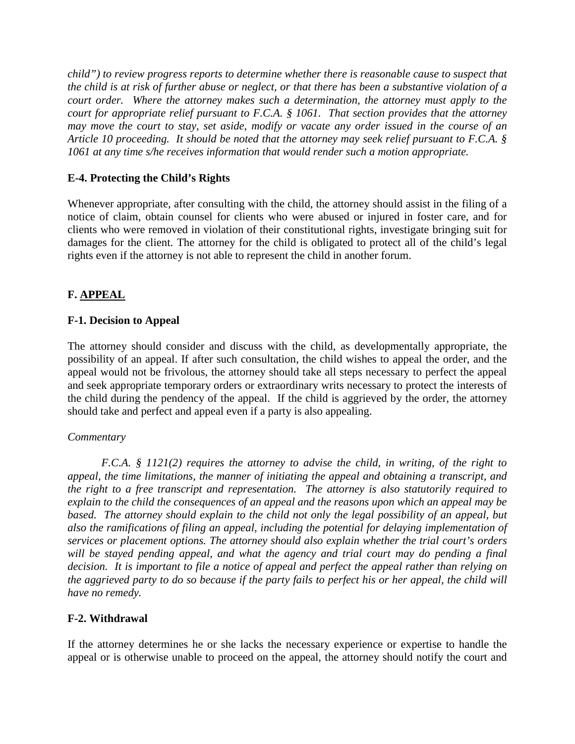*child") to review progress reports to determine whether there is reasonable cause to suspect that the child is at risk of further abuse or neglect, or that there has been a substantive violation of a court order. Where the attorney makes such a determination, the attorney must apply to the court for appropriate relief pursuant to F.C.A. § 1061. That section provides that the attorney may move the court to stay, set aside, modify or vacate any order issued in the course of an Article 10 proceeding. It should be noted that the attorney may seek relief pursuant to F.C.A. § 1061 at any time s/he receives information that would render such a motion appropriate.*

**E-4. Protecting the Child's Rights**

Whenever appropriate, after consulting with the child, the attorney should assist in the filing of a notice of claim, obtain counsel for clients who were abused or injured in foster care, and for clients who were removed in violation of their constitutional rights, investigate bringing suit for damages for the client. The attorney for the child is obligated to protect all of the child's legal rights even if the attorney is not able to represent the child in another forum.

## F. APPEAL

**F-1. Decision to Appeal**

The attorney should consider and discuss with the child, as developmentally appropriate, the possibility of an appeal. If after such consultation, the child wishes to appeal the order, and the appeal would not be frivolous, the attorney should take all steps necessary to perfect the appeal and seek appropriate temporary orders or extraordinary writs necessary to protect the interests of the child during the pendency of the appeal. If the child is aggrieved by the order, the attorney should take and perfect and appeal even if a party is also appealing.

*Commentary*

*F.C.A. § 1121(2) requires the attorney to advise the child, in writing, of the right to appeal, the time limitations, the manner of initiating the appeal and obtaining a transcript, and the right to a free transcript and representation. The attorney is also statutorily required to explain to the child the consequences of an appeal and the reasons upon which an appeal may be based. The attorney should explain to the child not only the legal possibility of an appeal, but also the ramifications of filing an appeal, including the potential for delaying implementation of services or placement options. The attorney should also explain whether the trial court's orders will be stayed pending appeal, and what the agency and trial court may do pending a final decision. It is important to file a notice of appeal and perfect the appeal rather than relying on the aggrieved party to do so because if the party fails to perfect his or her appeal, the child will have no remedy.*

**F-2. Withdrawal**

If the attorney determines he or she lacks the necessary experience or expertise to handle the appeal or is otherwise unable to proceed on the appeal, the attorney should notify the court and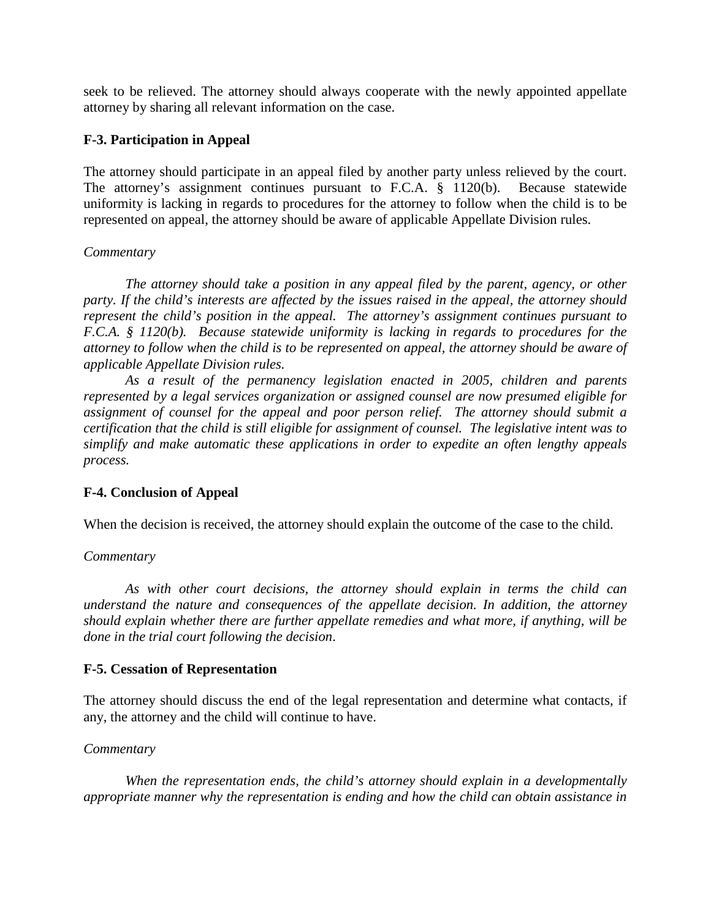seek to be relieved. The attorney should always cooperate with the newly appointed appellate attorney by sharing all relevant information on the case.

### F-3. Participation in Appeal

The attorney should participate in an appeal filed by another party unless relieved by the court. The attorney's assignment continues pursuant to F.C.A. § 1120(b). Because statewide uniformity is lacking in regards to procedures for the attorney to follow when the child is to be represented on appeal, the attorney should be aware of applicable Appellate Division rules.

*Commentary*

*The attorney should take a position in any appeal filed by the parent, agency, or other party. If the child's interests are affected by the issues raised in the appeal, the attorney should represent the child's position in the appeal. The attorney's assignment continues pursuant to F.C.A. § 1120(b). Because statewide uniformity is lacking in regards to procedures for the attorney to follow when the child is to be represented on appeal, the attorney should be aware of applicable Appellate Division rules.*

*As a result of the permanency legislation enacted in 2005, children and parents represented by a legal services organization or assigned counsel are now presumed eligible for assignment of counsel for the appeal and poor person relief. The attorney should submit a certification that the child is still eligible for assignment of counsel. The legislative intent was to simplify and make automatic these applications in order to expedite an often lengthy appeals process.*

### F-4. Conclusion of Appeal

When the decision is received, the attorney should explain the outcome of the case to the child.

*Commentary*

*As with other court decisions, the attorney should explain in terms the child can understand the nature and consequences of the appellate decision. In addition, the attorney should explain whether there are further appellate remedies and what more, if anything, will be done in the trial court following the decision.*

### F-5. Cessation of Representation

The attorney should discuss the end of the legal representation and determine what contacts, if any, the attorney and the child will continue to have.

*Commentary*

*When the representation ends, the child's attorney should explain in a developmentally appropriate manner why the representation is ending and how the child can obtain assistance in*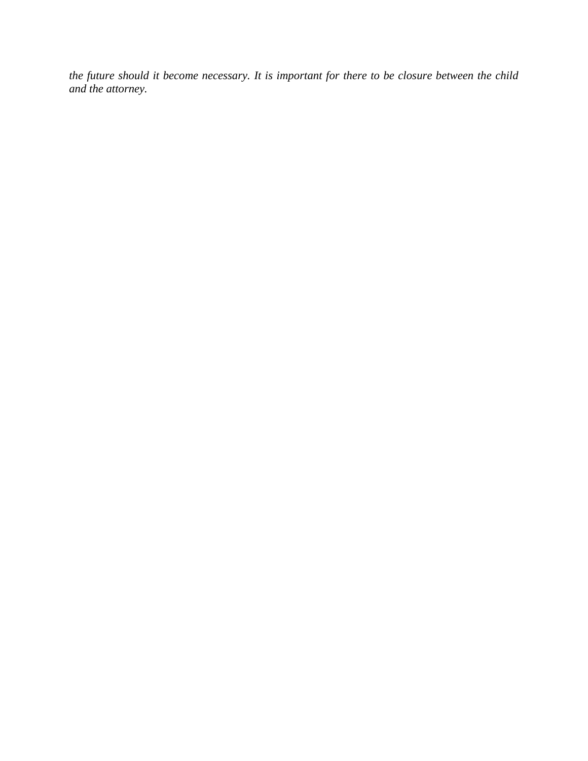*the future should it become necessary. It is important for there to be closure between the child and the attorney.*